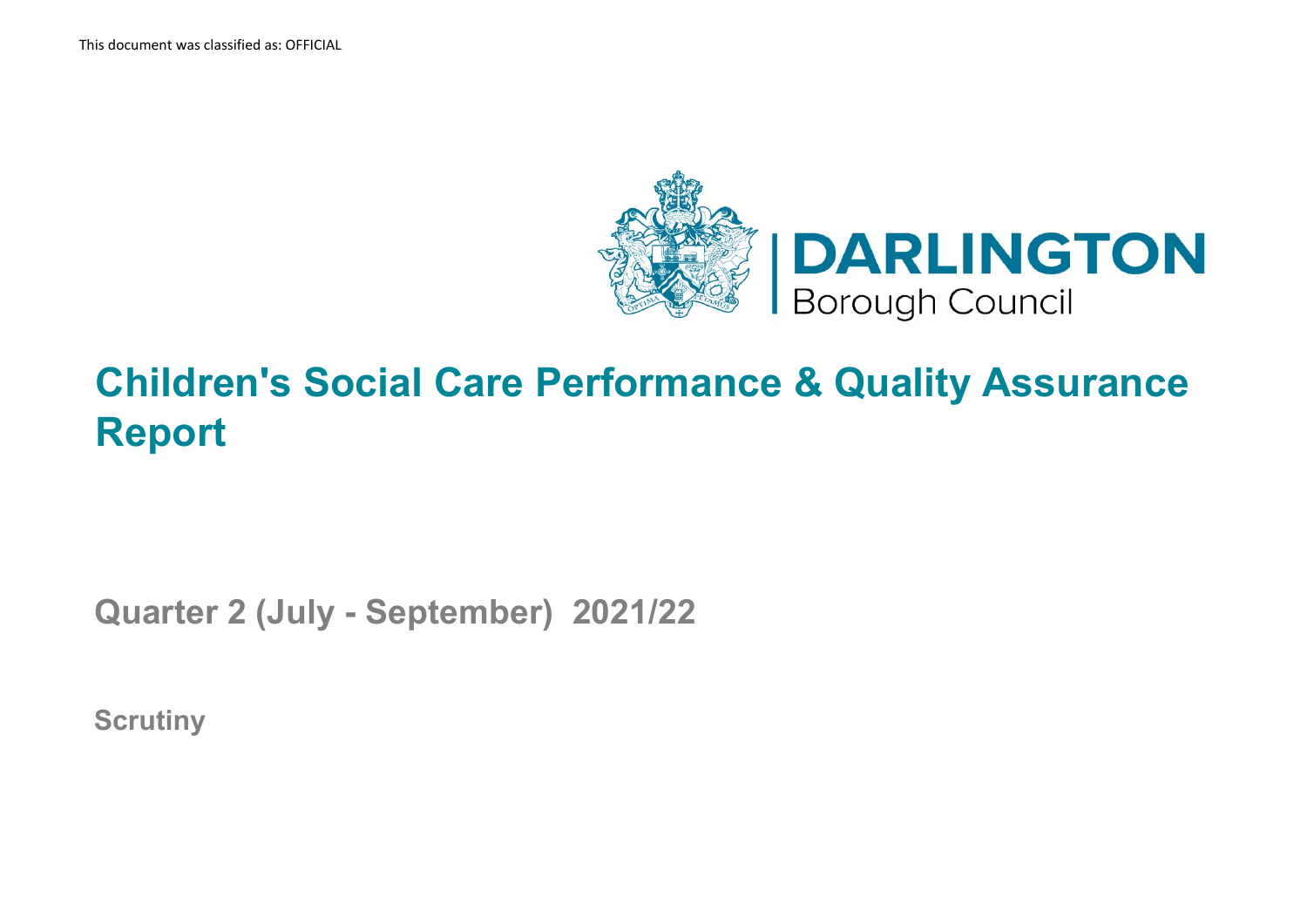This document was classified as: OFFICIAL

DARLINGTON
Borough Council

# Children's Social Care Performance & Quality Assurance Report

## Quarter 2 (July - September) 2021/22

### Scrutiny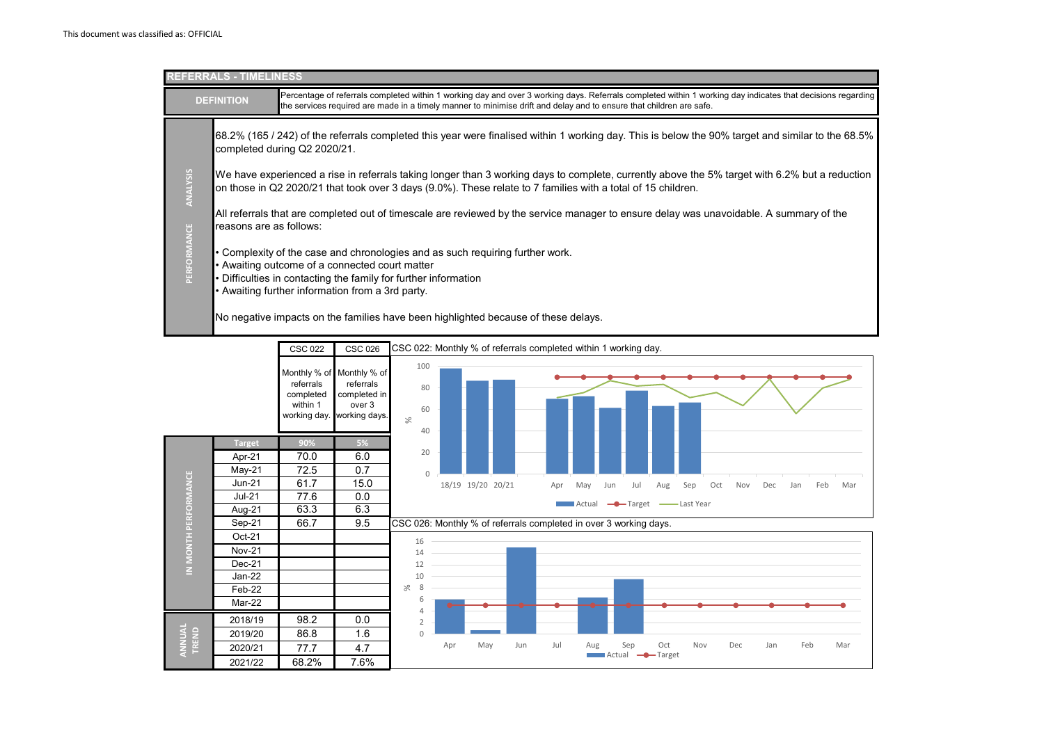This document was classified as: OFFICIAL

## REFERRALS - TIMELINESS

**DEFINITION**

Percentage of referrals completed within 1 working day and over 3 working days. Referrals completed within 1 working day indicates that decisions regarding the services required are made in a timely manner to minimise drift and delay and to ensure that children are safe.

**PERFORMANCE ANALYSIS**

68.2% (165 / 242) of the referrals completed this year were finalised within 1 working day. This is below the 90% target and similar to the 68.5% completed during Q2 2020/21.

We have experienced a rise in referrals taking longer than 3 working days to complete, currently above the 5% target with 6.2% but a reduction on those in Q2 2020/21 that took over 3 days (9.0%). These relate to 7 families with a total of 15 children.

All referrals that are completed out of timescale are reviewed by the service manager to ensure delay was unavoidable. A summary of the reasons are as follows:

- Complexity of the case and chronologies and as such requiring further work.
- Awaiting outcome of a connected court matter
- Difficulties in contacting the family for further information
- Awaiting further information from a 3rd party.

No negative impacts on the families have been highlighted because of these delays.

| | | CSC 022 | CSC 026 |
|---|---|---|---|
| | | Monthly % of referrals completed within 1 working day. | Monthly % of referrals completed in over 3 working days. |
| | Target | 90% | 5% |
| IN MONTH PERFORMANCE | Apr-21 | 70.0 | 6.0 |
| | May-21 | 72.5 | 0.7 |
| | Jun-21 | 61.7 | 15.0 |
| | Jul-21 | 77.6 | 0.0 |
| | Aug-21 | 63.3 | 6.3 |
| | Sep-21 | 66.7 | 9.5 |
| | Oct-21 | | |
| | Nov-21 | | |
| | Dec-21 | | |
| | Jan-22 | | |
| | Feb-22 | | |
| | Mar-22 | | |
| ANNUAL TREND | 2018/19 | 98.2 | 0.0 |
| | 2019/20 | 86.8 | 1.6 |
| | 2020/21 | 77.7 | 4.7 |
| | 2021/22 | 68.2% | 7.6% |

CSC 022: Monthly % of referrals completed within 1 working day.

%
0 20 40 60 80 100
18/19 19/20 20/21 Apr May Jun Jul Aug Sep Oct Nov Dec Jan Feb Mar
Actual Target Last Year

CSC 026: Monthly % of referrals completed in over 3 working days.

%
0 2 4 6 8 10 12 14 16
Apr May Jun Jul Aug Sep Oct Nov Dec Jan Feb Mar
Actual Target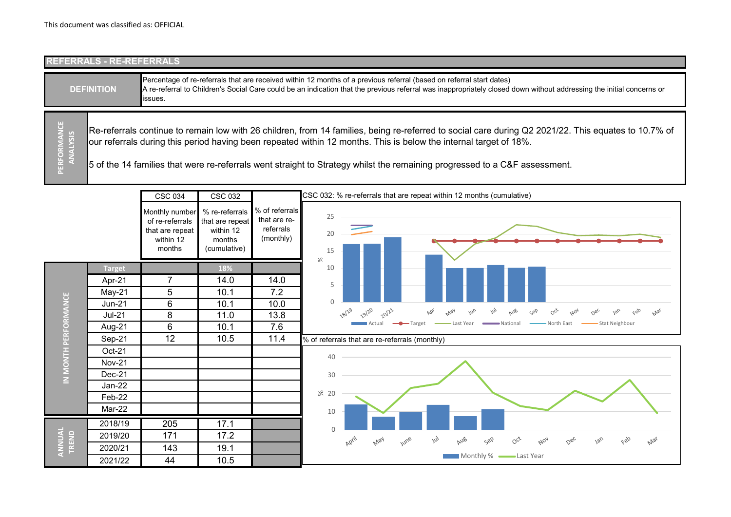This document was classified as: OFFICIAL

## REFERRALS - RE-REFERRALS

**DEFINITION**

Percentage of re-referrals that are received within 12 months of a previous referral (based on referral start dates)
A re-referral to Children's Social Care could be an indication that the previous referral was inappropriately closed down without addressing the initial concerns or issues.

**PERFORMANCE ANALYSIS**

Re-referrals continue to remain low with 26 children, from 14 families, being re-referred to social care during Q2 2021/22. This equates to 10.7% of our referrals during this period having been repeated within 12 months. This is below the internal target of 18%.

5 of the 14 families that were re-referrals went straight to Strategy whilst the remaining progressed to a C&F assessment.

| | | CSC 034 | CSC 032 | |
|---|---|---|---|---|
| | | Monthly number of re-referrals that are repeat within 12 months | % re-referrals that are repeat within 12 months (cumulative) | % of referrals that are re-referrals (monthly) |
| | Target | | 18% | |
| IN MONTH PERFORMANCE | Apr-21 | 7 | 14.0 | 14.0 |
| | May-21 | 5 | 10.1 | 7.2 |
| | Jun-21 | 6 | 10.1 | 10.0 |
| | Jul-21 | 8 | 11.0 | 13.8 |
| | Aug-21 | 6 | 10.1 | 7.6 |
| | Sep-21 | 12 | 10.5 | 11.4 |
| | Oct-21 | | | |
| | Nov-21 | | | |
| | Dec-21 | | | |
| | Jan-22 | | | |
| | Feb-22 | | | |
| | Mar-22 | | | |
| ANNUAL TREND | 2018/19 | 205 | 17.1 | |
| | 2019/20 | 171 | 17.2 | |
| | 2020/21 | 143 | 19.1 | |
| | 2021/22 | 44 | 10.5 | |

CSC 032: % re-referrals that are repeat within 12 months (cumulative)

25
20
15
10
5
0
%
18/19 19/20 20/21 Apr May Jun Jul Aug Sep Oct Nov Dec Jan Feb Mar
Actual, Target, Last Year, National, North East, Stat Neighbour

% of referrals that are re-referrals (monthly)

40
30
20
10
0
%
April May June Jul Aug Sep Oct Nov Dec Jan Feb Mar
Monthly %, Last Year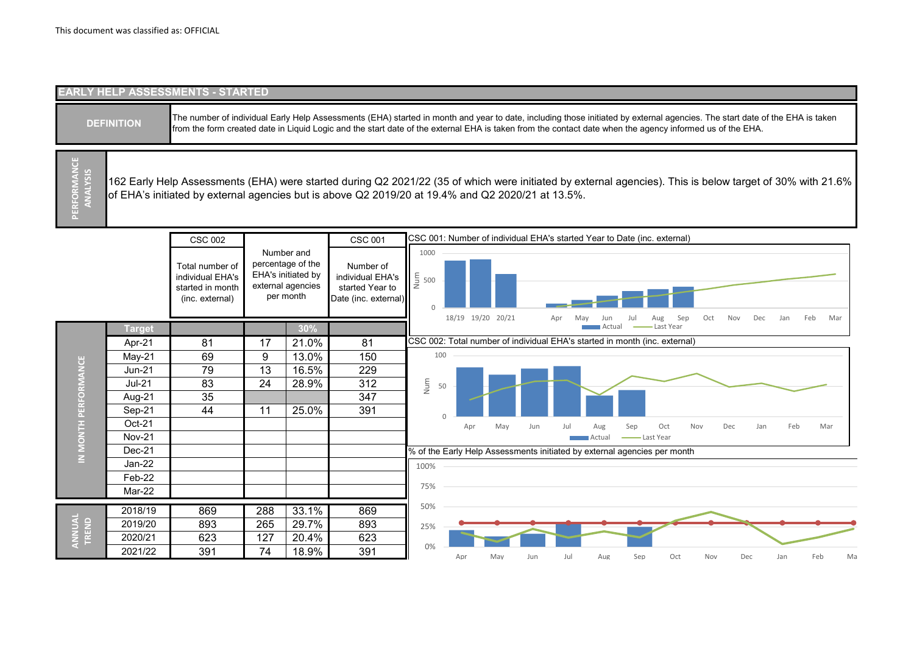This document was classified as: OFFICIAL

# EARLY HELP ASSESSMENTS - STARTED

**DEFINITION**

The number of individual Early Help Assessments (EHA) started in month and year to date, including those initiated by external agencies. The start date of the EHA is taken from the form created date in Liquid Logic and the start date of the external EHA is taken from the contact date when the agency informed us of the EHA.

**PERFORMANCE ANALYSIS**

162 Early Help Assessments (EHA) were started during Q2 2021/22 (35 of which were initiated by external agencies). This is below target of 30% with 21.6% of EHA's initiated by external agencies but is above Q2 2019/20 at 19.4% and Q2 2020/21 at 13.5%.

| | | CSC 002 | | | CSC 001 |
|---|---|---|---|---|---|
| | | Total number of individual EHA's started in month (inc. external) | Number and percentage of the EHA's initiated by external agencies per month | | Number of individual EHA's started Year to Date (inc. external) |
| | **Target** | | | **30%** | |
| IN MONTH PERFORMANCE | Apr-21 | 81 | 17 | 21.0% | 81 |
| | May-21 | 69 | 9 | 13.0% | 150 |
| | Jun-21 | 79 | 13 | 16.5% | 229 |
| | Jul-21 | 83 | 24 | 28.9% | 312 |
| | Aug-21 | 35 | | | 347 |
| | Sep-21 | 44 | 11 | 25.0% | 391 |
| | Oct-21 | | | | |
| | Nov-21 | | | | |
| | Dec-21 | | | | |
| | Jan-22 | | | | |
| | Feb-22 | | | | |
| | Mar-22 | | | | |
| ANNUAL TREND | 2018/19 | 869 | 288 | 33.1% | 869 |
| | 2019/20 | 893 | 265 | 29.7% | 893 |
| | 2020/21 | 623 | 127 | 20.4% | 623 |
| | 2021/22 | 391 | 74 | 18.9% | 391 |

CSC 001: Number of individual EHA's started Year to Date (inc. external)

Num
1000
500
0
18/19 19/20 20/21 Apr May Jun Jul Aug Sep Oct Nov Dec Jan Feb Mar
Actual — Last Year

CSC 002: Total number of individual EHA's started in month (inc. external)

Num
100
50
0
Apr May Jun Jul Aug Sep Oct Nov Dec Jan Feb Mar
Actual — Last Year

% of the Early Help Assessments initiated by external agencies per month

100%
75%
50%
25%
0%
Apr May Jun Jul Aug Sep Oct Nov Dec Jan Feb Ma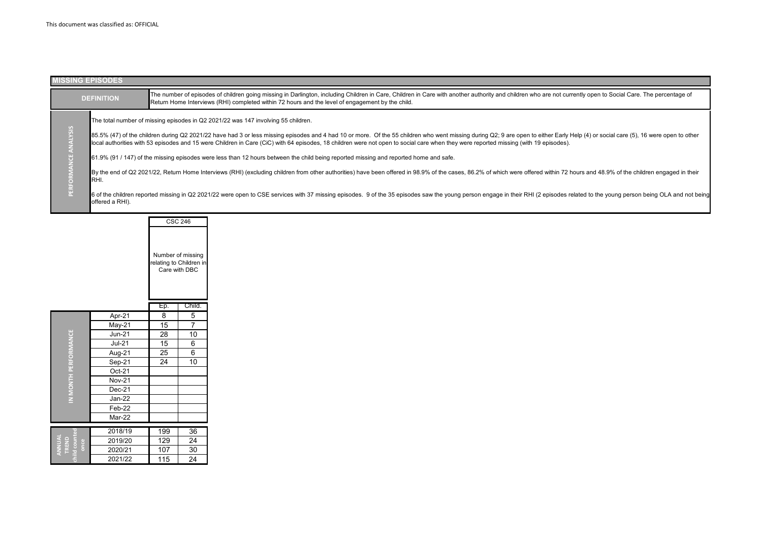This document was classified as: OFFICIAL

## MISSING EPISODES

**DEFINITION**

The number of episodes of children going missing in Darlington, including Children in Care, Children in Care with another authority and children who are not currently open to Social Care. The percentage of Return Home Interviews (RHI) completed within 72 hours and the level of engagement by the child.

**PERFORMANCE ANALYSIS**

The total number of missing episodes in Q2 2021/22 was 147 involving 55 children.

85.5% (47) of the children during Q2 2021/22 have had 3 or less missing episodes and 4 had 10 or more. Of the 55 children who went missing during Q2; 9 are open to either Early Help (4) or social care (5), 16 were open to other local authorities with 53 episodes and 15 were Children in Care (CiC) with 64 episodes, 18 children were not open to social care when they were reported missing (with 19 episodes).

61.9% (91 / 147) of the missing episodes were less than 12 hours between the child being reported missing and reported home and safe.

By the end of Q2 2021/22, Return Home Interviews (RHI) (excluding children from other authorities) have been offered in 98.9% of the cases, 86.2% of which were offered within 72 hours and 48.9% of the children engaged in their RHI.

6 of the children reported missing in Q2 2021/22 were open to CSE services with 37 missing episodes. 9 of the 35 episodes saw the young person engage in their RHI (2 episodes related to the young person being OLA and not being offered a RHI).

| | | CSC 246 | |
|---|---|---|---|
| | | Number of missing relating to Children in Care with DBC | |
| | | Ep. | Child. |
| IN MONTH PERFORMANCE | Apr-21 | 8 | 5 |
| | May-21 | 15 | 7 |
| | Jun-21 | 28 | 10 |
| | Jul-21 | 15 | 6 |
| | Aug-21 | 25 | 6 |
| | Sep-21 | 24 | 10 |
| | Oct-21 | | |
| | Nov-21 | | |
| | Dec-21 | | |
| | Jan-22 | | |
| | Feb-22 | | |
| | Mar-22 | | |
| ANNUAL TREND child counted once | 2018/19 | 199 | 36 |
| | 2019/20 | 129 | 24 |
| | 2020/21 | 107 | 30 |
| | 2021/22 | 115 | 24 |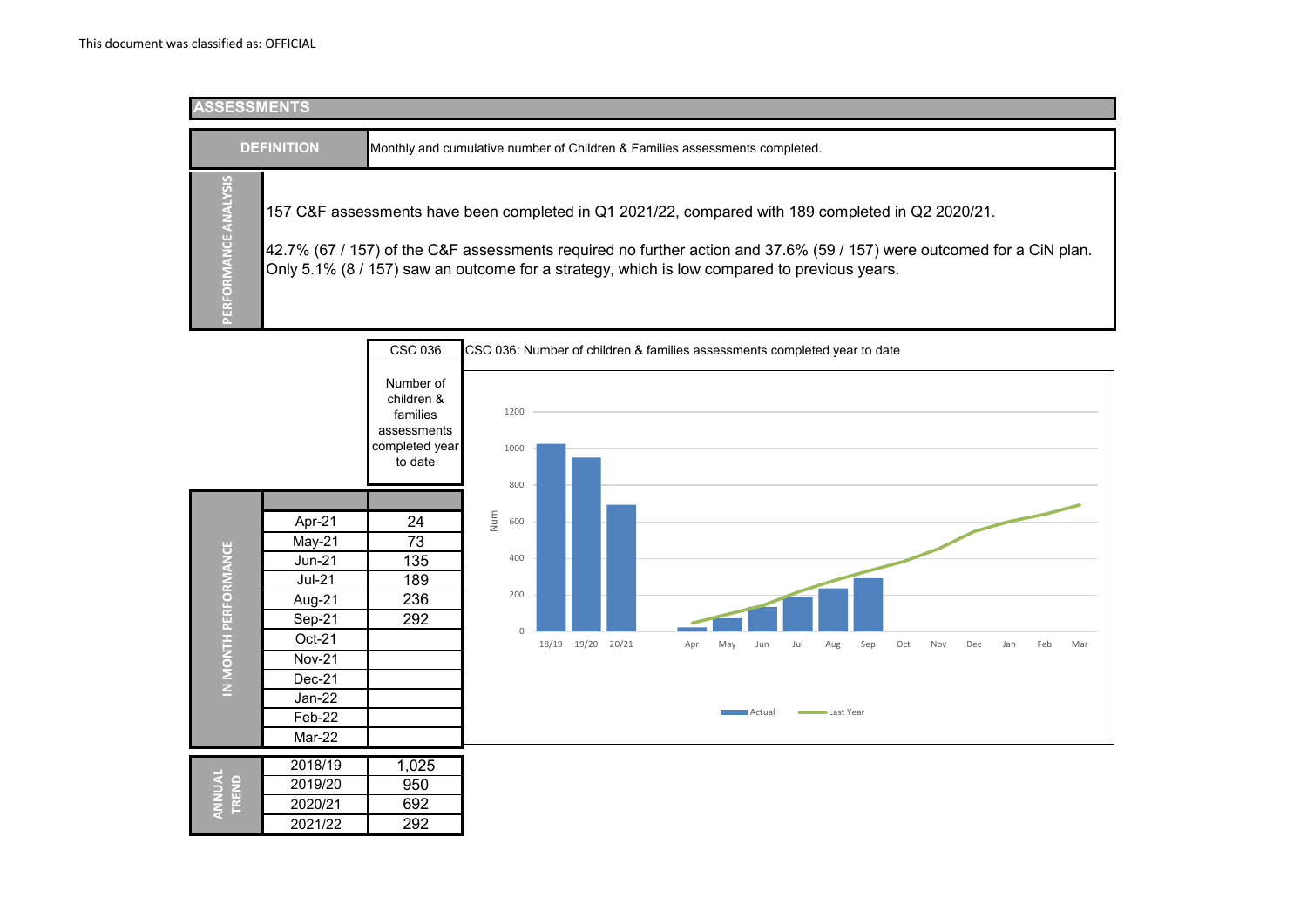This document was classified as: OFFICIAL

## ASSESSMENTS

| DEFINITION | Monthly and cumulative number of Children & Families assessments completed. |
| --- | --- |

**PERFORMANCE ANALYSIS**

157 C&F assessments have been completed in Q1 2021/22, compared with 189 completed in Q2 2020/21.

42.7% (67 / 157) of the C&F assessments required no further action and 37.6% (59 / 157) were outcomed for a CiN plan. Only 5.1% (8 / 157) saw an outcome for a strategy, which is low compared to previous years.

**IN MONTH PERFORMANCE**

| | CSC 036 – Number of children & families assessments completed year to date |
| --- | --- |
| Apr-21 | 24 |
| May-21 | 73 |
| Jun-21 | 135 |
| Jul-21 | 189 |
| Aug-21 | 236 |
| Sep-21 | 292 |
| Oct-21 | |
| Nov-21 | |
| Dec-21 | |
| Jan-22 | |
| Feb-22 | |
| Mar-22 | |

**ANNUAL TREND**

| | |
| --- | --- |
| 2018/19 | 1,025 |
| 2019/20 | 950 |
| 2020/21 | 692 |
| 2021/22 | 292 |

CSC 036: Number of children & families assessments completed year to date

Num

1200
1000
800
600
400
200
0

18/19 19/20 20/21 Apr May Jun Jul Aug Sep Oct Nov Dec Jan Feb Mar

Actual
Last Year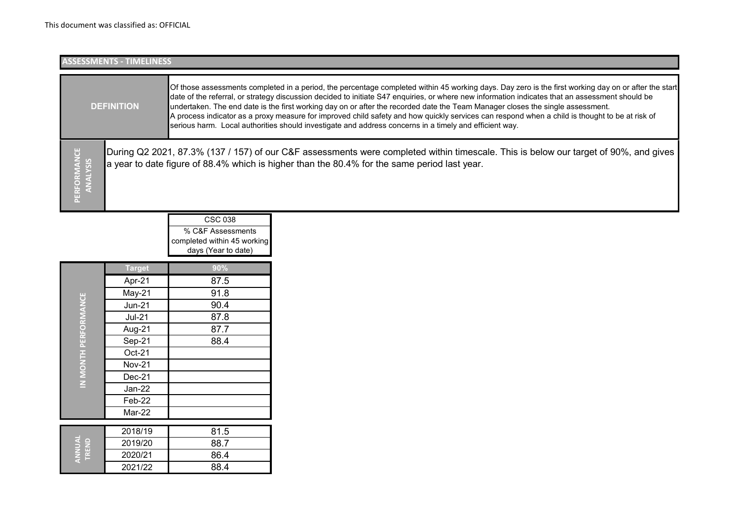This document was classified as: OFFICIAL

## ASSESSMENTS - TIMELINESS

**DEFINITION**

Of those assessments completed in a period, the percentage completed within 45 working days. Day zero is the first working day on or after the start date of the referral, or strategy discussion decided to initiate S47 enquiries, or where new information indicates that an assessment should be undertaken. The end date is the first working day on or after the recorded date the Team Manager closes the single assessment.
A process indicator as a proxy measure for improved child safety and how quickly services can respond when a child is thought to be at risk of serious harm. Local authorities should investigate and address concerns in a timely and efficient way.

**PERFORMANCE ANALYSIS**

During Q2 2021, 87.3% (137 / 157) of our C&F assessments were completed within timescale. This is below our target of 90%, and gives a year to date figure of 88.4% which is higher than the 80.4% for the same period last year.

| | | CSC 038 <br> % C&F Assessments completed within 45 working days (Year to date) |
|---|---|---|
| | **Target** | **90%** |
| IN MONTH PERFORMANCE | Apr-21 | 87.5 |
| | May-21 | 91.8 |
| | Jun-21 | 90.4 |
| | Jul-21 | 87.8 |
| | Aug-21 | 87.7 |
| | Sep-21 | 88.4 |
| | Oct-21 | |
| | Nov-21 | |
| | Dec-21 | |
| | Jan-22 | |
| | Feb-22 | |
| | Mar-22 | |
| ANNUAL TREND | 2018/19 | 81.5 |
| | 2019/20 | 88.7 |
| | 2020/21 | 86.4 |
| | 2021/22 | 88.4 |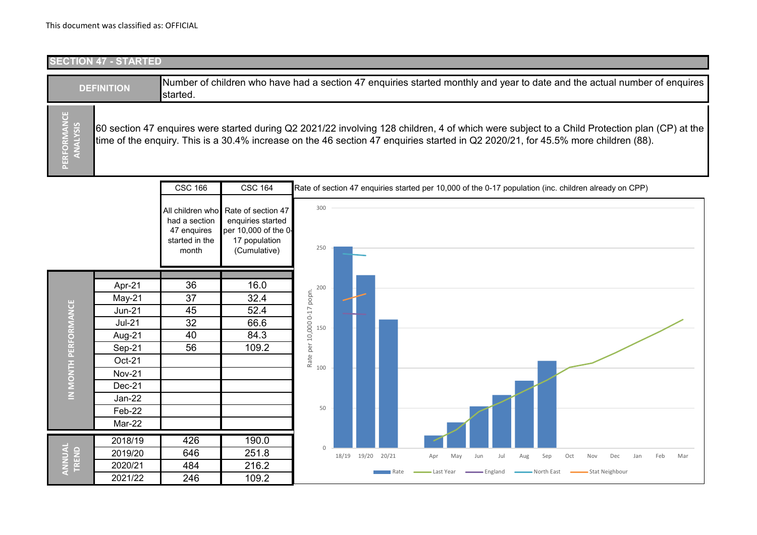This document was classified as: OFFICIAL

## SECTION 47 - STARTED

**DEFINITION**

Number of children who have had a section 47 enquiries started monthly and year to date and the actual number of enquires started.

**PERFORMANCE ANALYSIS**

60 section 47 enquires were started during Q2 2021/22 involving 128 children, 4 of which were subject to a Child Protection plan (CP) at the time of the enquiry. This is a 30.4% increase on the 46 section 47 enquiries started in Q2 2020/21, for 45.5% more children (88).

| | | CSC 166 | CSC 164 |
|---|---|---|---|
| | | All children who had a section 47 enquires started in the month | Rate of section 47 enquiries started per 10,000 of the 0-17 population (Cumulative) |
| IN MONTH PERFORMANCE | Apr-21 | 36 | 16.0 |
| | May-21 | 37 | 32.4 |
| | Jun-21 | 45 | 52.4 |
| | Jul-21 | 32 | 66.6 |
| | Aug-21 | 40 | 84.3 |
| | Sep-21 | 56 | 109.2 |
| | Oct-21 | | |
| | Nov-21 | | |
| | Dec-21 | | |
| | Jan-22 | | |
| | Feb-22 | | |
| | Mar-22 | | |
| ANNUAL TREND | 2018/19 | 426 | 190.0 |
| | 2019/20 | 646 | 251.8 |
| | 2020/21 | 484 | 216.2 |
| | 2021/22 | 246 | 109.2 |

Rate of section 47 enquiries started per 10,000 of the 0-17 population (inc. children already on CPP)

Rate per 10,000 0-17 popn.

0, 50, 100, 150, 200, 250, 300

18/19, 19/20, 20/21, Apr, May, Jun, Jul, Aug, Sep, Oct, Nov, Dec, Jan, Feb, Mar

Rate, Last Year, England, North East, Stat Neighbour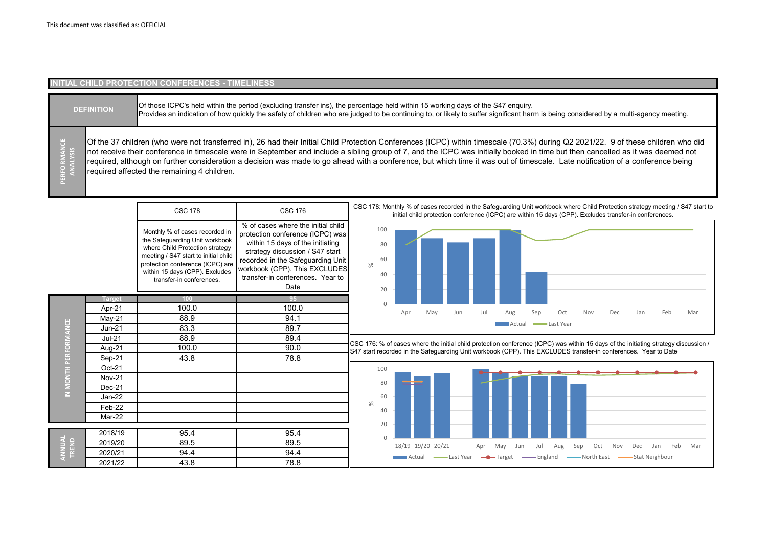This document was classified as: OFFICIAL

## INITIAL CHILD PROTECTION CONFERENCES - TIMELINESS

**DEFINITION**

Of those ICPC's held within the period (excluding transfer ins), the percentage held within 15 working days of the S47 enquiry.
Provides an indication of how quickly the safety of children who are judged to be continuing to, or likely to suffer significant harm is being considered by a multi-agency meeting.

**PERFORMANCE ANALYSIS**

Of the 37 children (who were not transferred in), 26 had their Initial Child Protection Conferences (ICPC) within timescale (70.3%) during Q2 2021/22. 9 of these children who did not receive their conference in timescale were in September and include a sibling group of 7, and the ICPC was initially booked in time but then cancelled as it was deemed not required, although on further consideration a decision was made to go ahead with a conference, but which time it was out of timescale. Late notification of a conference being required affected the remaining 4 children.

| | | CSC 178 | CSC 176 |
|---|---|---|---|
| | | Monthly % of cases recorded in the Safeguarding Unit workbook where Child Protection strategy meeting / S47 start to initial child protection conference (ICPC) are within 15 days (CPP). Excludes transfer-in conferences. | % of cases where the initial child protection conference (ICPC) was within 15 days of the initiating strategy discussion / S47 start recorded in the Safeguarding Unit workbook (CPP). This EXCLUDES transfer-in conferences. Year to Date |
| | Target | 100 | 95 |
| IN MONTH PERFORMANCE | Apr-21 | 100.0 | 100.0 |
| | May-21 | 88.9 | 94.1 |
| | Jun-21 | 83.3 | 89.7 |
| | Jul-21 | 88.9 | 89.4 |
| | Aug-21 | 100.0 | 90.0 |
| | Sep-21 | 43.8 | 78.8 |
| | Oct-21 | | |
| | Nov-21 | | |
| | Dec-21 | | |
| | Jan-22 | | |
| | Feb-22 | | |
| | Mar-22 | | |
| ANNUAL TREND | 2018/19 | 95.4 | 95.4 |
| | 2019/20 | 89.5 | 89.5 |
| | 2020/21 | 94.4 | 94.4 |
| | 2021/22 | 43.8 | 78.8 |

CSC 178: Monthly % of cases recorded in the Safeguarding Unit workbook where Child Protection strategy meeting / S47 start to initial child protection conference (ICPC) are within 15 days (CPP). Excludes transfer-in conferences.

%
0
20
40
60
80
100
Apr May Jun Jul Aug Sep Oct Nov Dec Jan Feb Mar
Actual
Last Year

CSC 176: % of cases where the initial child protection conference (ICPC) was within 15 days of the initiating strategy discussion / S47 start recorded in the Safeguarding Unit workbook (CPP). This EXCLUDES transfer-in conferences. Year to Date

%
0
20
40
60
80
100
18/19 19/20 20/21 Apr May Jun Jul Aug Sep Oct Nov Dec Jan Feb Mar
Actual
Last Year
Target
England
North East
Stat Neighbour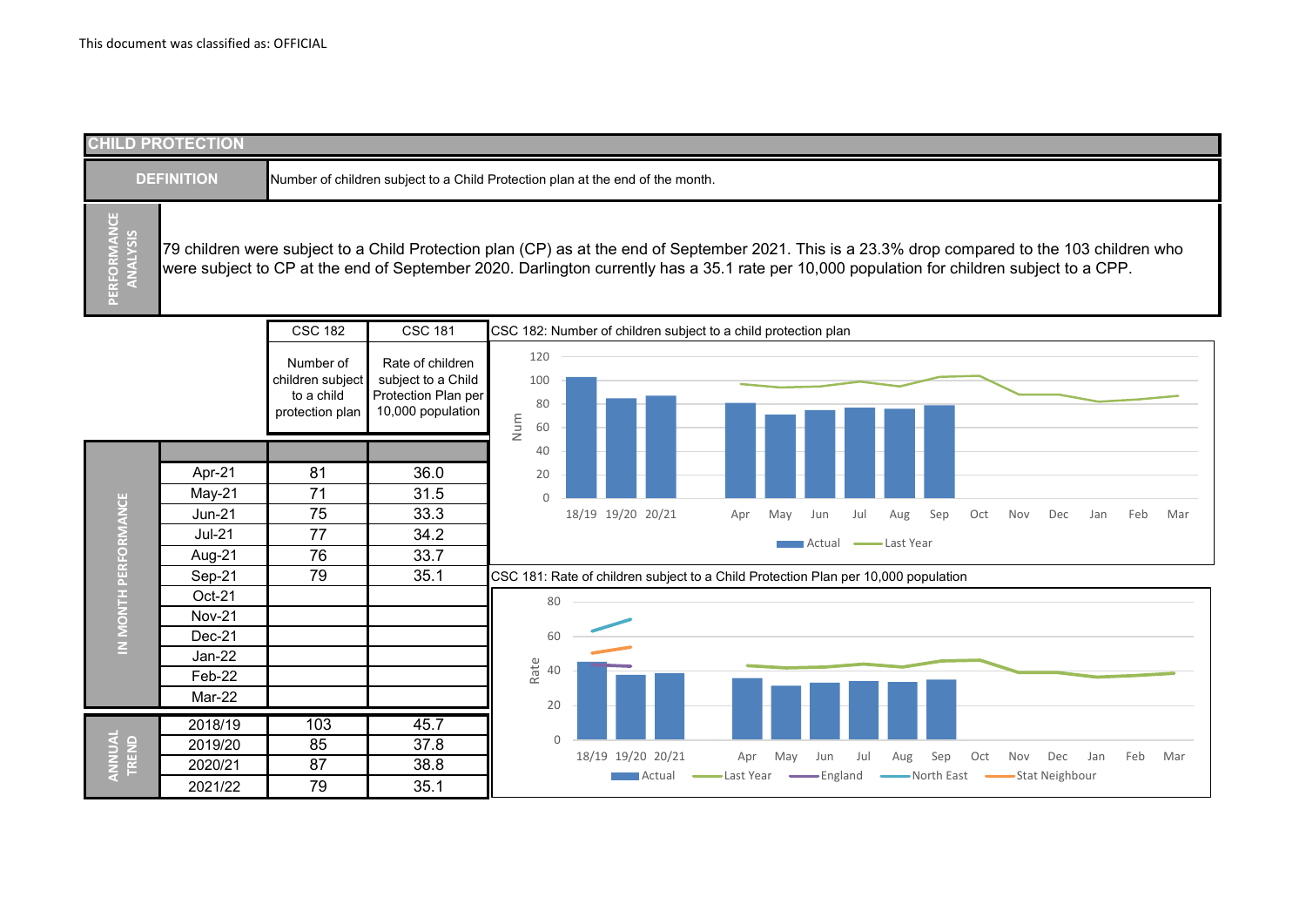This document was classified as: OFFICIAL

## CHILD PROTECTION

**DEFINITION**

Number of children subject to a Child Protection plan at the end of the month.

**PERFORMANCE ANALYSIS**

79 children were subject to a Child Protection plan (CP) as at the end of September 2021. This is a 23.3% drop compared to the 103 children who were subject to CP at the end of September 2020. Darlington currently has a 35.1 rate per 10,000 population for children subject to a CPP.

| | | CSC 182 | CSC 181 |
|---|---|---|---|
| | | Number of children subject to a child protection plan | Rate of children subject to a Child Protection Plan per 10,000 population |
| IN MONTH PERFORMANCE | Apr-21 | 81 | 36.0 |
| | May-21 | 71 | 31.5 |
| | Jun-21 | 75 | 33.3 |
| | Jul-21 | 77 | 34.2 |
| | Aug-21 | 76 | 33.7 |
| | Sep-21 | 79 | 35.1 |
| | Oct-21 | | |
| | Nov-21 | | |
| | Dec-21 | | |
| | Jan-22 | | |
| | Feb-22 | | |
| | Mar-22 | | |
| ANNUAL TREND | 2018/19 | 103 | 45.7 |
| | 2019/20 | 85 | 37.8 |
| | 2020/21 | 87 | 38.8 |
| | 2021/22 | 79 | 35.1 |

CSC 182: Number of children subject to a child protection plan

Num
120
100
80
60
40
20
0
18/19 19/20 20/21 Apr May Jun Jul Aug Sep Oct Nov Dec Jan Feb Mar
Actual
Last Year

CSC 181: Rate of children subject to a Child Protection Plan per 10,000 population

Rate
80
60
40
20
0
18/19 19/20 20/21 Apr May Jun Jul Aug Sep Oct Nov Dec Jan Feb Mar
Actual
Last Year
England
North East
Stat Neighbour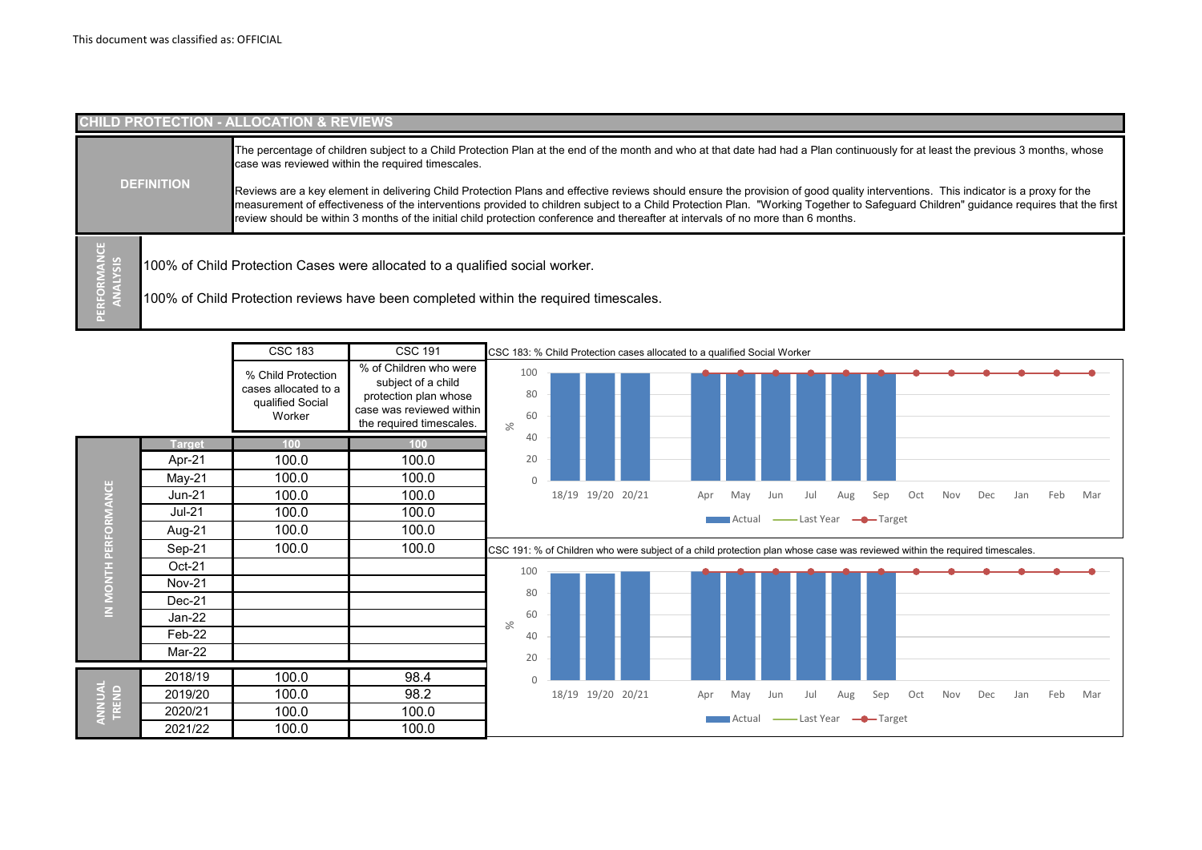This document was classified as: OFFICIAL

## CHILD PROTECTION - ALLOCATION & REVIEWS

**DEFINITION**

The percentage of children subject to a Child Protection Plan at the end of the month and who at that date had had a Plan continuously for at least the previous 3 months, whose case was reviewed within the required timescales.

Reviews are a key element in delivering Child Protection Plans and effective reviews should ensure the provision of good quality interventions. This indicator is a proxy for the measurement of effectiveness of the interventions provided to children subject to a Child Protection Plan. "Working Together to Safeguard Children" guidance requires that the first review should be within 3 months of the initial child protection conference and thereafter at intervals of no more than 6 months.

**PERFORMANCE ANALYSIS**

100% of Child Protection Cases were allocated to a qualified social worker.

100% of Child Protection reviews have been completed within the required timescales.

| | | CSC 183 | CSC 191 |
|---|---|---|---|
| | | % Child Protection cases allocated to a qualified Social Worker | % of Children who were subject of a child protection plan whose case was reviewed within the required timescales. |
| | Target | 100 | 100 |
| IN MONTH PERFORMANCE | Apr-21 | 100.0 | 100.0 |
| | May-21 | 100.0 | 100.0 |
| | Jun-21 | 100.0 | 100.0 |
| | Jul-21 | 100.0 | 100.0 |
| | Aug-21 | 100.0 | 100.0 |
| | Sep-21 | 100.0 | 100.0 |
| | Oct-21 | | |
| | Nov-21 | | |
| | Dec-21 | | |
| | Jan-22 | | |
| | Feb-22 | | |
| | Mar-22 | | |
| ANNUAL TREND | 2018/19 | 100.0 | 98.4 |
| | 2019/20 | 100.0 | 98.2 |
| | 2020/21 | 100.0 | 100.0 |
| | 2021/22 | 100.0 | 100.0 |

CSC 183: % Child Protection cases allocated to a qualified Social Worker

%
100
80
60
40
20
0
18/19 19/20 20/21 Apr May Jun Jul Aug Sep Oct Nov Dec Jan Feb Mar
Actual Last Year Target

CSC 191: % of Children who were subject of a child protection plan whose case was reviewed within the required timescales.

%
100
80
60
40
20
0
18/19 19/20 20/21 Apr May Jun Jul Aug Sep Oct Nov Dec Jan Feb Mar
Actual Last Year Target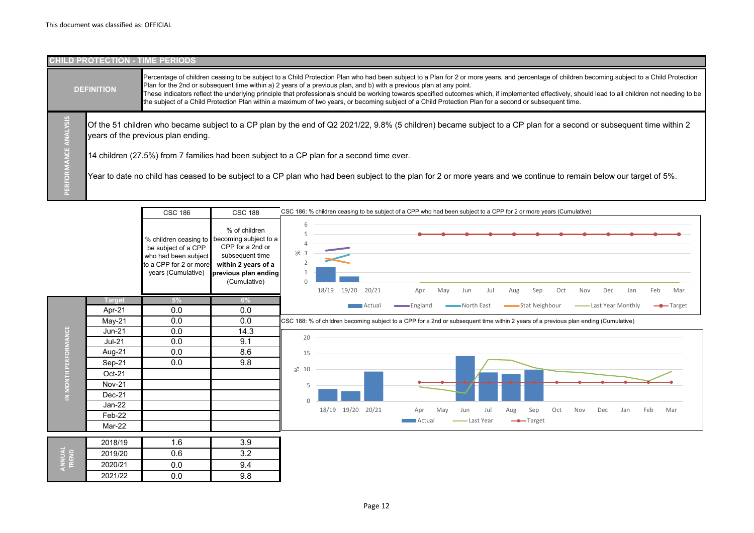This document was classified as: OFFICIAL

## CHILD PROTECTION - TIME PERIODS

| | |
|---|---|
| **DEFINITION** | Percentage of children ceasing to be subject to a Child Protection Plan who had been subject to a Plan for 2 or more years, and percentage of children becoming subject to a Child Protection Plan for the 2nd or subsequent time within a) 2 years of a previous plan, and b) with a previous plan at any point. These indicators reflect the underlying principle that professionals should be working towards specified outcomes which, if implemented effectively, should lead to all children not needing to be the subject of a Child Protection Plan within a maximum of two years, or becoming subject of a Child Protection Plan for a second or subsequent time. |
| **PERFORMANCE ANALYSIS** | Of the 51 children who became subject to a CP plan by the end of Q2 2021/22, 9.8% (5 children) became subject to a CP plan for a second or subsequent time within 2 years of the previous plan ending. 14 children (27.5%) from 7 families had been subject to a CP plan for a second time ever. Year to date no child has ceased to be subject to a CP plan who had been subject to the plan for 2 or more years and we continue to remain below our target of 5%. |

| | | CSC 186 | CSC 188 |
|---|---|---|---|
| | | % children ceasing to be subject of a CPP who had been subject to a CPP for 2 or more years (Cumulative) | % of children becoming subject to a CPP for a 2nd or subsequent time **within 2 years of a previous plan ending** (Cumulative) |
| **IN MONTH PERFORMANCE** | Target | 5% | 6% |
| | Apr-21 | 0.0 | 0.0 |
| | May-21 | 0.0 | 0.0 |
| | Jun-21 | 0.0 | 14.3 |
| | Jul-21 | 0.0 | 9.1 |
| | Aug-21 | 0.0 | 8.6 |
| | Sep-21 | 0.0 | 9.8 |
| | Oct-21 | | |
| | Nov-21 | | |
| | Dec-21 | | |
| | Jan-22 | | |
| | Feb-22 | | |
| | Mar-22 | | |
| **ANNUAL TREND** | 2018/19 | 1.6 | 3.9 |
| | 2019/20 | 0.6 | 3.2 |
| | 2020/21 | 0.0 | 9.4 |
| | 2021/22 | 0.0 | 9.8 |

CSC 186: % children ceasing to be subject of a CPP who had been subject to a CPP for 2 or more years (Cumulative)

%
0 1 2 3 4 5 6
18/19 19/20 20/21 Apr May Jun Jul Aug Sep Oct Nov Dec Jan Feb Mar
Actual, England, North East, Stat Neighbour, Last Year Monthly, Target

CSC 188: % of children becoming subject to a CPP for a 2nd or subsequent time within 2 years of a previous plan ending (Cumulative)

%
0 5 10 15 20
18/19 19/20 20/21 Apr May Jun Jul Aug Sep Oct Nov Dec Jan Feb Mar
Actual, Last Year, Target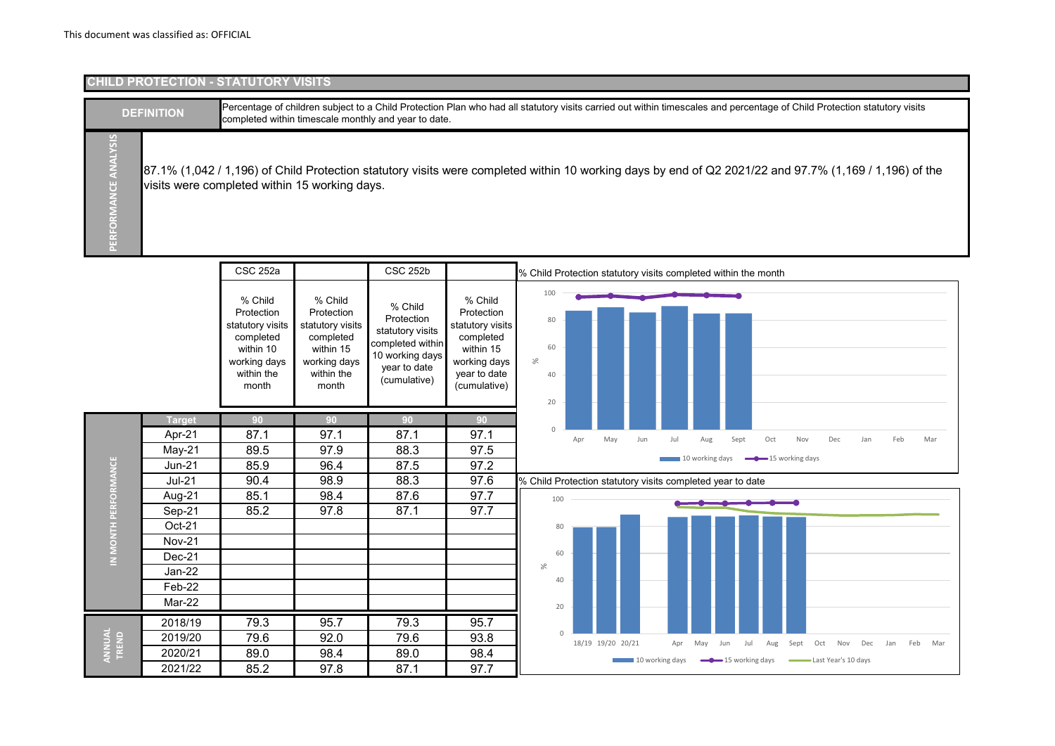This document was classified as: OFFICIAL

## CHILD PROTECTION - STATUTORY VISITS

**DEFINITION**

Percentage of children subject to a Child Protection Plan who had all statutory visits carried out within timescales and percentage of Child Protection statutory visits completed within timescale monthly and year to date.

**PERFORMANCE ANALYSIS**

87.1% (1,042 / 1,196) of Child Protection statutory visits were completed within 10 working days by end of Q2 2021/22 and 97.7% (1,169 / 1,196) of the visits were completed within 15 working days.

| | | CSC 252a | | CSC 252b | |
|---|---|---|---|---|---|
| | | % Child Protection statutory visits completed within 10 working days within the month | % Child Protection statutory visits completed within 15 working days within the month | % Child Protection statutory visits completed within 10 working days year to date (cumulative) | % Child Protection statutory visits completed within 15 working days year to date (cumulative) |
| | Target | 90 | 90 | 90 | 90 |
| IN MONTH PERFORMANCE | Apr-21 | 87.1 | 97.1 | 87.1 | 97.1 |
| | May-21 | 89.5 | 97.9 | 88.3 | 97.5 |
| | Jun-21 | 85.9 | 96.4 | 87.5 | 97.2 |
| | Jul-21 | 90.4 | 98.9 | 88.3 | 97.6 |
| | Aug-21 | 85.1 | 98.4 | 87.6 | 97.7 |
| | Sep-21 | 85.2 | 97.8 | 87.1 | 97.7 |
| | Oct-21 | | | | |
| | Nov-21 | | | | |
| | Dec-21 | | | | |
| | Jan-22 | | | | |
| | Feb-22 | | | | |
| | Mar-22 | | | | |
| ANNUAL TREND | 2018/19 | 79.3 | 95.7 | 79.3 | 95.7 |
| | 2019/20 | 79.6 | 92.0 | 79.6 | 93.8 |
| | 2020/21 | 89.0 | 98.4 | 89.0 | 98.4 |
| | 2021/22 | 85.2 | 97.8 | 87.1 | 97.7 |

% Child Protection statutory visits completed within the month

100
80
60
40
20
0
%
Apr May Jun Jul Aug Sept Oct Nov Dec Jan Feb Mar
10 working days
15 working days

% Child Protection statutory visits completed year to date

100
80
60
40
20
0
%
18/19 19/20 20/21 Apr May Jun Jul Aug Sept Oct Nov Dec Jan Feb Mar
10 working days
15 working days
Last Year's 10 days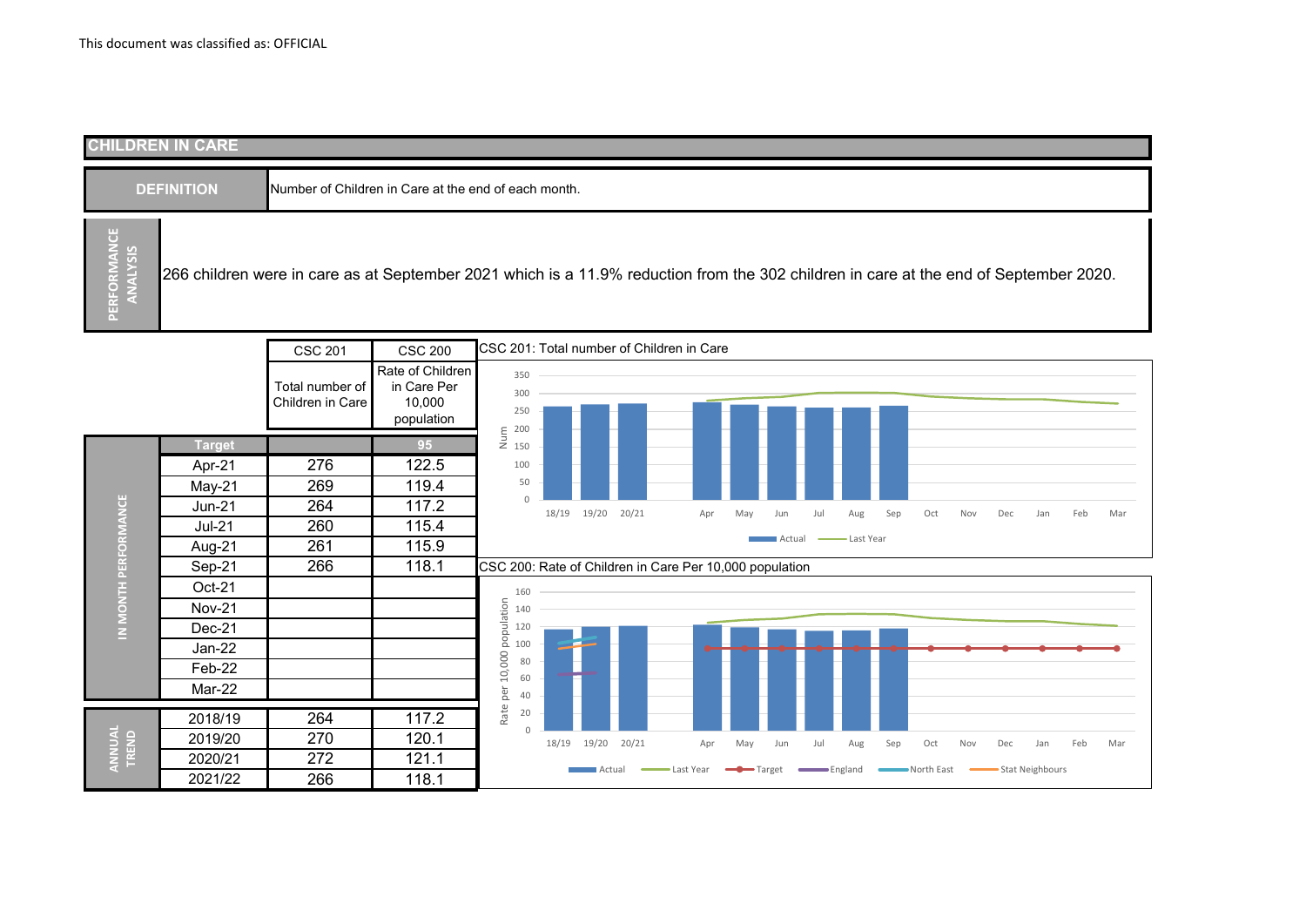This document was classified as: OFFICIAL

# CHILDREN IN CARE

**DEFINITION**: Number of Children in Care at the end of each month.

**PERFORMANCE ANALYSIS**

266 children were in care as at September 2021 which is a 11.9% reduction from the 302 children in care at the end of September 2020.

**IN MONTH PERFORMANCE**

| | CSC 201 Total number of Children in Care | CSC 200 Rate of Children in Care Per 10,000 population |
|---|---|---|
| Target | | 95 |
| Apr-21 | 276 | 122.5 |
| May-21 | 269 | 119.4 |
| Jun-21 | 264 | 117.2 |
| Jul-21 | 260 | 115.4 |
| Aug-21 | 261 | 115.9 |
| Sep-21 | 266 | 118.1 |
| Oct-21 | | |
| Nov-21 | | |
| Dec-21 | | |
| Jan-22 | | |
| Feb-22 | | |
| Mar-22 | | |

**ANNUAL TREND**

| | CSC 201 | CSC 200 |
|---|---|---|
| 2018/19 | 264 | 117.2 |
| 2019/20 | 270 | 120.1 |
| 2020/21 | 272 | 121.1 |
| 2021/22 | 266 | 118.1 |

CSC 201: Total number of Children in Care

Num

0 50 100 150 200 250 300 350

18/19 19/20 20/21 Apr May Jun Jul Aug Sep Oct Nov Dec Jan Feb Mar

Actual Last Year

CSC 200: Rate of Children in Care Per 10,000 population

Rate per 10,000 population

0 20 40 60 80 100 120 140 160

18/19 19/20 20/21 Apr May Jun Jul Aug Sep Oct Nov Dec Jan Feb Mar

Actual Last Year Target England North East Stat Neighbours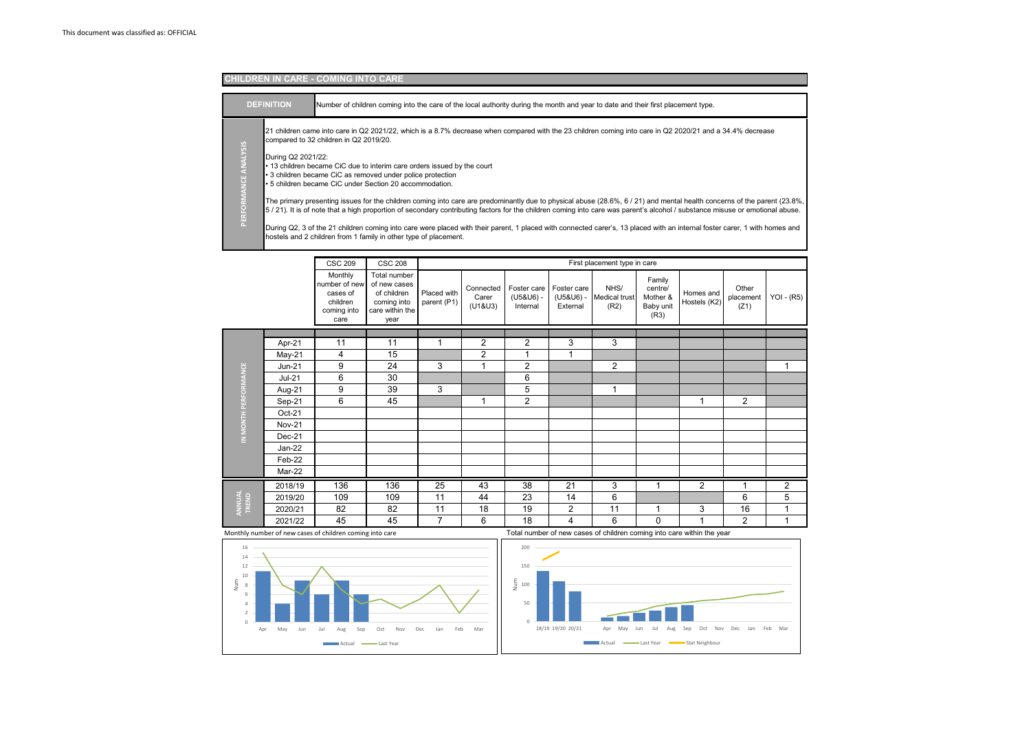## CHILDREN IN CARE - COMING INTO CARE

**DEFINITION**

Number of children coming into the care of the local authority during the month and year to date and their first placement type.

**PERFORMANCE ANALYSIS**

21 children came into care in Q2 2021/22, which is a 8.7% decrease when compared with the 23 children coming into care in Q2 2020/21 and a 34.4% decrease compared to 32 children in Q2 2019/20.

During Q2 2021/22:

- 13 children became CiC due to interim care orders issued by the court
- 3 children became CiC as removed under police protection
- 5 children became CiC under Section 20 accommodation.

The primary presenting issues for the children coming into care are predominantly due to physical abuse (28.6%, 6 / 21) and mental health concerns of the parent (23.8%, 5 / 21). It is of note that a high proportion of secondary contributing factors for the children coming into care was parent's alcohol / substance misuse or emotional abuse.

During Q2, 3 of the 21 children coming into care were placed with their parent, 1 placed with connected carer's, 13 placed with an internal foster carer, 1 with homes and hostels and 2 children from 1 family in other type of placement.

| | | CSC 209 | CSC 208 | First placement type in care | | | | | | | | |
|---|---|---|---|---|---|---|---|---|---|---|---|---|
| | | Monthly number of new cases of children coming into care | Total number of new cases of children coming into care within the year | Placed with parent (P1) | Connected Carer (U1&U3) | Foster care (U5&U6) - Internal | Foster care (U5&U6) - External | NHS/ Medical trust (R2) | Family centre/ Mother & Baby unit (R3) | Homes and Hostels (K2) | Other placement (Z1) | YOI - (R5) |
| IN MONTH PERFORMANCE | Apr-21 | 11 | 11 | 1 | 2 | 2 | 3 | 3 | | | | |
| | May-21 | 4 | 15 | | 2 | 1 | 1 | | | | | |
| | Jun-21 | 9 | 24 | 3 | 1 | 2 | | 2 | | | | 1 |
| | Jul-21 | 6 | 30 | | | 6 | | | | | | |
| | Aug-21 | 9 | 39 | 3 | | 5 | | 1 | | | | |
| | Sep-21 | 6 | 45 | | 1 | 2 | | | | 1 | 2 | |
| | Oct-21 | | | | | | | | | | | |
| | Nov-21 | | | | | | | | | | | |
| | Dec-21 | | | | | | | | | | | |
| | Jan-22 | | | | | | | | | | | |
| | Feb-22 | | | | | | | | | | | |
| | Mar-22 | | | | | | | | | | | |
| ANNUAL TREND | 2018/19 | 136 | 136 | 25 | 43 | 38 | 21 | 3 | 1 | 2 | 1 | 2 |
| | 2019/20 | 109 | 109 | 11 | 44 | 23 | 14 | 6 | | | 6 | 5 |
| | 2020/21 | 82 | 82 | 11 | 18 | 19 | 2 | 11 | 1 | 3 | 16 | 1 |
| | 2021/22 | 45 | 45 | 7 | 6 | 18 | 4 | 6 | 0 | 1 | 2 | 1 |

Monthly number of new cases of children coming into care

16
14
12
10
8
6
4
2
0
Num
Apr May Jun Jul Aug Sep Oct Nov Dec Jan Feb Mar
Actual — Last Year

Total number of new cases of children coming into care within the year

200
150
100
50
0
Num
18/19 19/20 20/21 Apr May Jun Jul Aug Sep Oct Nov Dec Jan Feb Mar
Actual — Last Year — Stat Neighbour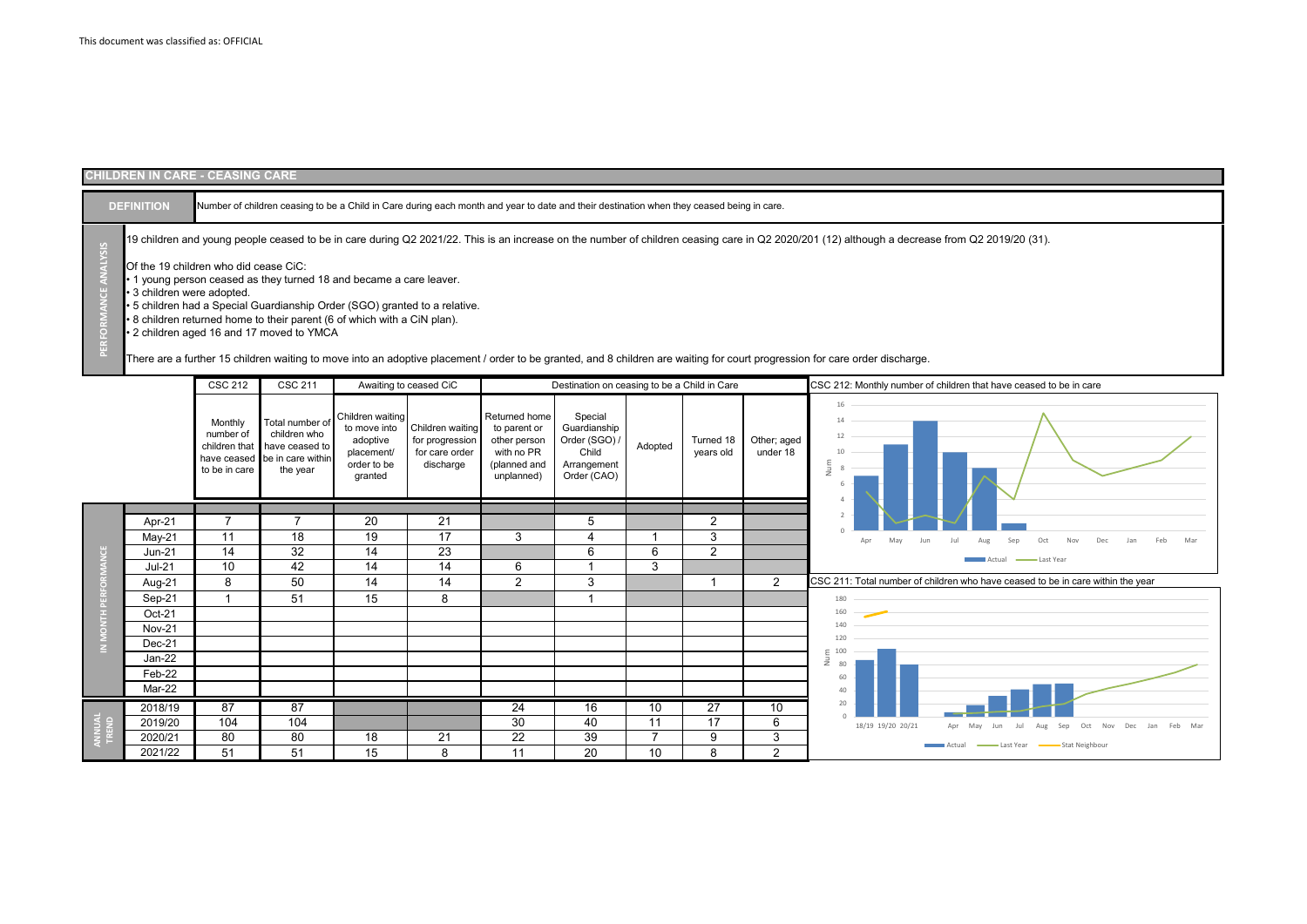This document was classified as: OFFICIAL

## CHILDREN IN CARE - CEASING CARE

**DEFINITION**

Number of children ceasing to be a Child in Care during each month and year to date and their destination when they ceased being in care.

**PERFORMANCE ANALYSIS**

19 children and young people ceased to be in care during Q2 2021/22. This is an increase on the number of children ceasing care in Q2 2020/201 (12) although a decrease from Q2 2019/20 (31).

Of the 19 children who did cease CiC:

- 1 young person ceased as they turned 18 and became a care leaver.
- 3 children were adopted.
- 5 children had a Special Guardianship Order (SGO) granted to a relative.
- 8 children returned home to their parent (6 of which with a CiN plan).
- 2 children aged 16 and 17 moved to YMCA

There are a further 15 children waiting to move into an adoptive placement / order to be granted, and 8 children are waiting for court progression for care order discharge.

| | | CSC 212 | CSC 211 | Awaiting to ceased CiC | | Destination on ceasing to be a Child in Care | | | | |
|---|---|---|---|---|---|---|---|---|---|---|
| | | Monthly number of children that have ceased to be in care | Total number of children who have ceased to be in care within the year | Children waiting to move into adoptive placement/ order to be granted | Children waiting for progression for care order discharge | Returned home to parent or other person with no PR (planned and unplanned) | Special Guardianship Order (SGO) / Child Arrangement Order (CAO) | Adopted | Turned 18 years old | Other; aged under 18 |
| IN MONTH PERFORMANCE | Apr-21 | 7 | 7 | 20 | 21 | | 5 | | 2 | |
| | May-21 | 11 | 18 | 19 | 17 | 3 | 4 | 1 | 3 | |
| | Jun-21 | 14 | 32 | 14 | 23 | | 6 | 6 | 2 | |
| | Jul-21 | 10 | 42 | 14 | 14 | 6 | 1 | 3 | | |
| | Aug-21 | 8 | 50 | 14 | 14 | 2 | 3 | | 1 | 2 |
| | Sep-21 | 1 | 51 | 15 | 8 | | 1 | | | |
| | Oct-21 | | | | | | | | | |
| | Nov-21 | | | | | | | | | |
| | Dec-21 | | | | | | | | | |
| | Jan-22 | | | | | | | | | |
| | Feb-22 | | | | | | | | | |
| | Mar-22 | | | | | | | | | |
| ANNUAL TREND | 2018/19 | 87 | 87 | | | 24 | 16 | 10 | 27 | 10 |
| | 2019/20 | 104 | 104 | | | 30 | 40 | 11 | 17 | 6 |
| | 2020/21 | 80 | 80 | 18 | 21 | 22 | 39 | 7 | 9 | 3 |
| | 2021/22 | 51 | 51 | 15 | 8 | 11 | 20 | 10 | 8 | 2 |

CSC 212: Monthly number of children that have ceased to be in care

16
14
12
10
8
6
4
2
0
Num
Apr May Jun Jul Aug Sep Oct Nov Dec Jan Feb Mar
Actual — Last Year

CSC 211: Total number of children who have ceased to be in care within the year

180
160
140
120
100
80
60
40
20
0
Num
18/19 19/20 20/21 Apr May Jun Jul Aug Sep Oct Nov Dec Jan Feb Mar
Actual — Last Year — Stat Neighbour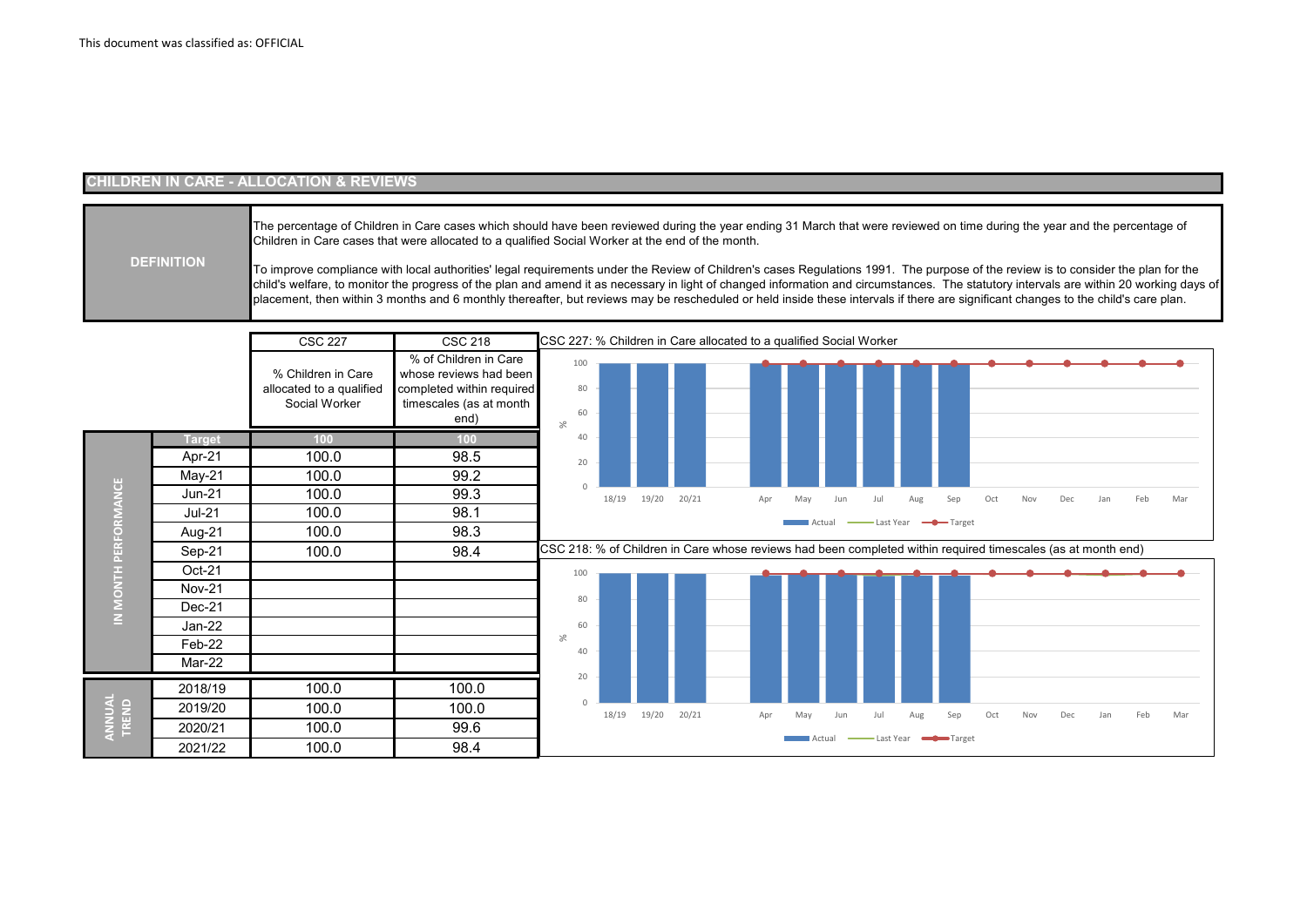This document was classified as: OFFICIAL

## CHILDREN IN CARE - ALLOCATION & REVIEWS

| | |
|---|---|
| **DEFINITION** | The percentage of Children in Care cases which should have been reviewed during the year ending 31 March that were reviewed on time during the year and the percentage of Children in Care cases that were allocated to a qualified Social Worker at the end of the month.<br><br>To improve compliance with local authorities' legal requirements under the Review of Children's cases Regulations 1991. The purpose of the review is to consider the plan for the child's welfare, to monitor the progress of the plan and amend it as necessary in light of changed information and circumstances. The statutory intervals are within 20 working days of placement, then within 3 months and 6 monthly thereafter, but reviews may be rescheduled or held inside these intervals if there are significant changes to the child's care plan. |

| | | CSC 227 | CSC 218 |
|---|---|---|---|
| | | % Children in Care allocated to a qualified Social Worker | % of Children in Care whose reviews had been completed within required timescales (as at month end) |
| IN MONTH PERFORMANCE | Target | 100 | 100 |
| | Apr-21 | 100.0 | 98.5 |
| | May-21 | 100.0 | 99.2 |
| | Jun-21 | 100.0 | 99.3 |
| | Jul-21 | 100.0 | 98.1 |
| | Aug-21 | 100.0 | 98.3 |
| | Sep-21 | 100.0 | 98.4 |
| | Oct-21 | | |
| | Nov-21 | | |
| | Dec-21 | | |
| | Jan-22 | | |
| | Feb-22 | | |
| | Mar-22 | | |
| ANNUAL TREND | 2018/19 | 100.0 | 100.0 |
| | 2019/20 | 100.0 | 100.0 |
| | 2020/21 | 100.0 | 99.6 |
| | 2021/22 | 100.0 | 98.4 |

CSC 227: % Children in Care allocated to a qualified Social Worker

%
100
80
60
40
20
0
18/19 19/20 20/21 Apr May Jun Jul Aug Sep Oct Nov Dec Jan Feb Mar
Actual — Last Year — Target

CSC 218: % of Children in Care whose reviews had been completed within required timescales (as at month end)

%
100
80
60
40
20
0
18/19 19/20 20/21 Apr May Jun Jul Aug Sep Oct Nov Dec Jan Feb Mar
Actual — Last Year — Target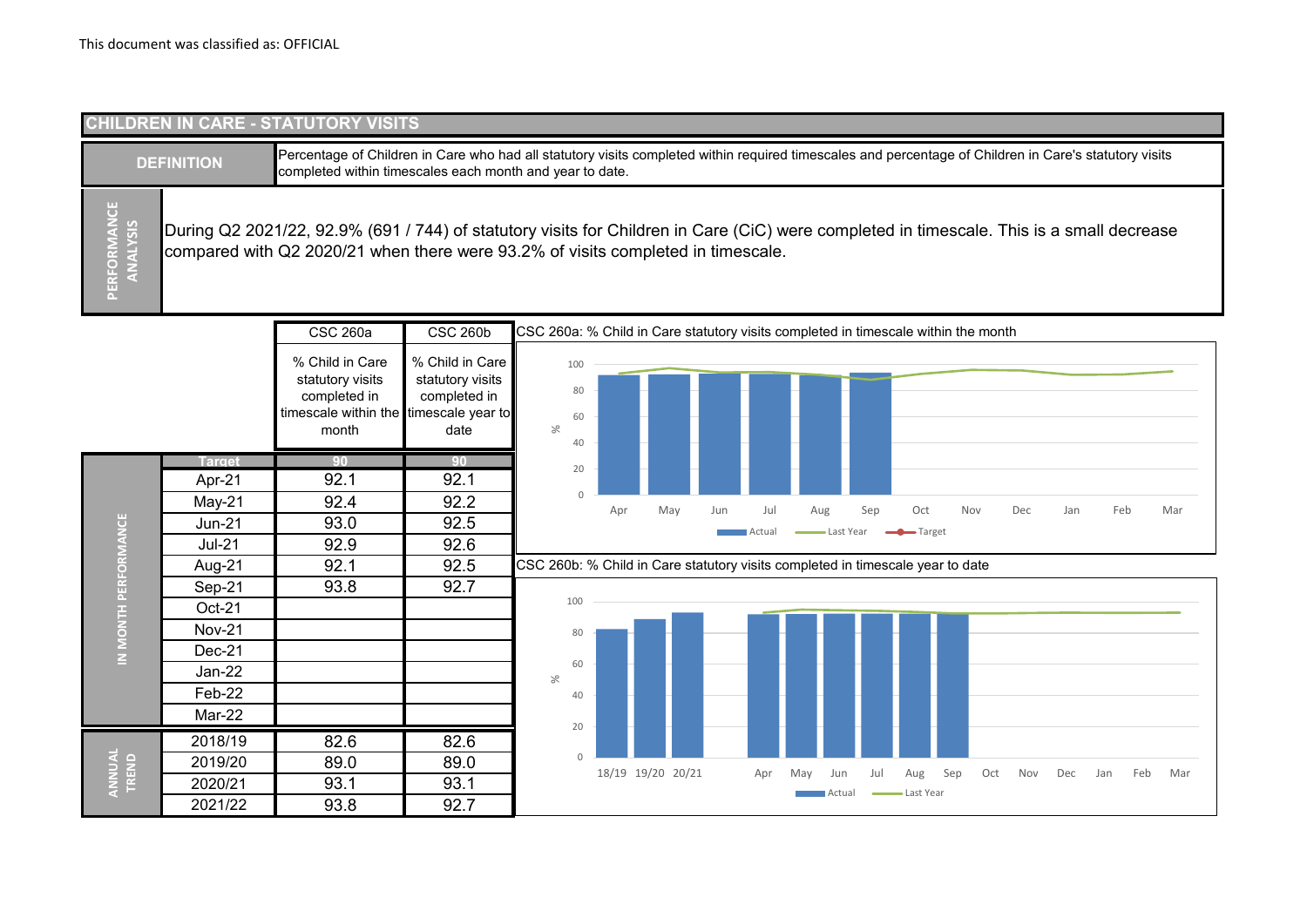This document was classified as: OFFICIAL

# CHILDREN IN CARE - STATUTORY VISITS

**DEFINITION**

Percentage of Children in Care who had all statutory visits completed within required timescales and percentage of Children in Care's statutory visits completed within timescales each month and year to date.

**PERFORMANCE ANALYSIS**

During Q2 2021/22, 92.9% (691 / 744) of statutory visits for Children in Care (CiC) were completed in timescale. This is a small decrease compared with Q2 2020/21 when there were 93.2% of visits completed in timescale.

| | | CSC 260a | CSC 260b |
|---|---|---|---|
| | | % Child in Care statutory visits completed in timescale within the month | % Child in Care statutory visits completed in timescale year to date |
| | Target | 90 | 90 |
| IN MONTH PERFORMANCE | Apr-21 | 92.1 | 92.1 |
| | May-21 | 92.4 | 92.2 |
| | Jun-21 | 93.0 | 92.5 |
| | Jul-21 | 92.9 | 92.6 |
| | Aug-21 | 92.1 | 92.5 |
| | Sep-21 | 93.8 | 92.7 |
| | Oct-21 | | |
| | Nov-21 | | |
| | Dec-21 | | |
| | Jan-22 | | |
| | Feb-22 | | |
| | Mar-22 | | |
| ANNUAL TREND | 2018/19 | 82.6 | 82.6 |
| | 2019/20 | 89.0 | 89.0 |
| | 2020/21 | 93.1 | 93.1 |
| | 2021/22 | 93.8 | 92.7 |

CSC 260a: % Child in Care statutory visits completed in timescale within the month

%
100
80
60
40
20
0
Apr May Jun Jul Aug Sep Oct Nov Dec Jan Feb Mar
Actual Last Year Target

CSC 260b: % Child in Care statutory visits completed in timescale year to date

%
100
80
60
40
20
0
18/19 19/20 20/21 Apr May Jun Jul Aug Sep Oct Nov Dec Jan Feb Mar
Actual Last Year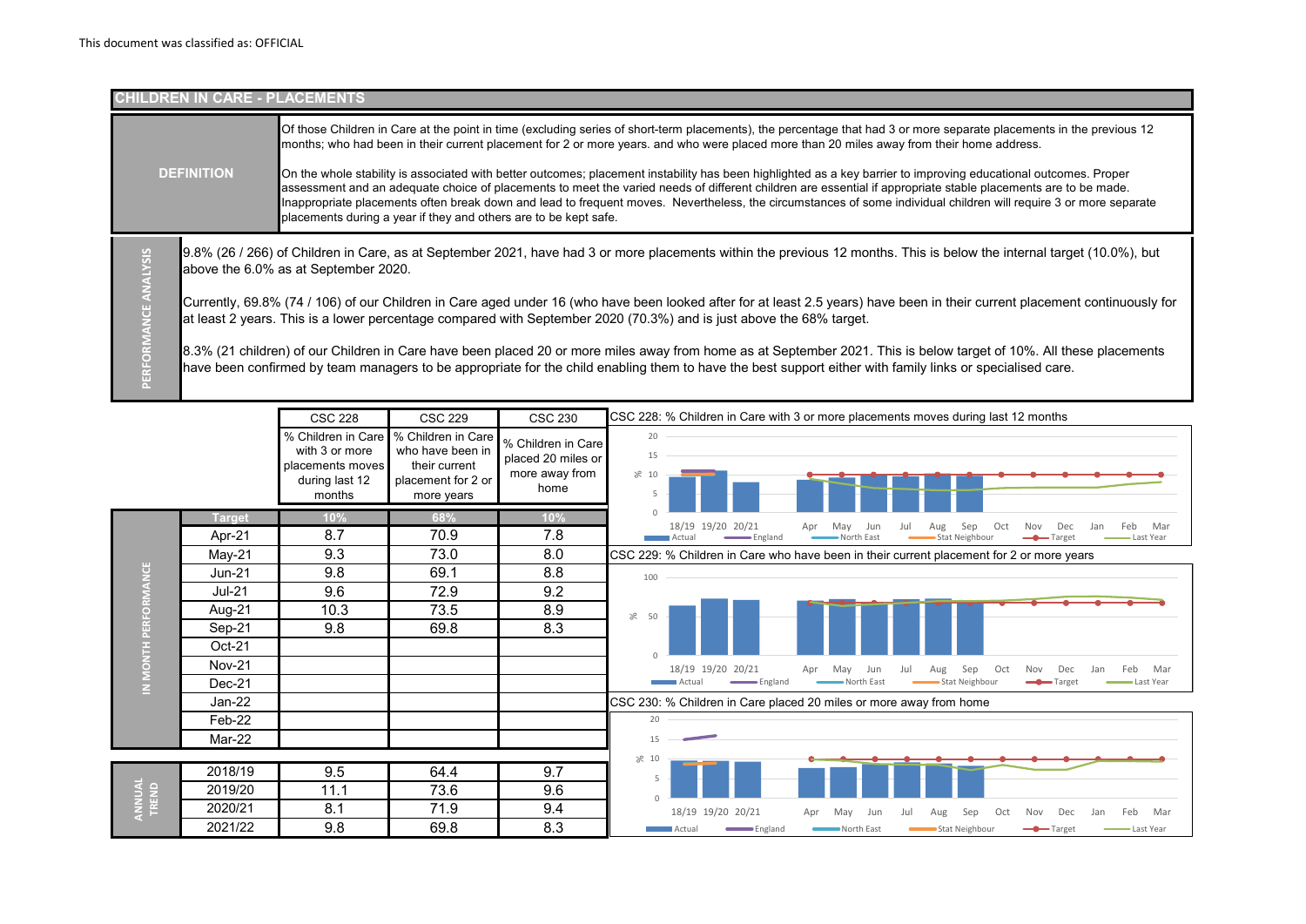This document was classified as: OFFICIAL

## CHILDREN IN CARE - PLACEMENTS

**DEFINITION**

Of those Children in Care at the point in time (excluding series of short-term placements), the percentage that had 3 or more separate placements in the previous 12 months; who had been in their current placement for 2 or more years. and who were placed more than 20 miles away from their home address.

On the whole stability is associated with better outcomes; placement instability has been highlighted as a key barrier to improving educational outcomes. Proper assessment and an adequate choice of placements to meet the varied needs of different children are essential if appropriate stable placements are to be made. Inappropriate placements often break down and lead to frequent moves. Nevertheless, the circumstances of some individual children will require 3 or more separate placements during a year if they and others are to be kept safe.

**PERFORMANCE ANALYSIS**

9.8% (26 / 266) of Children in Care, as at September 2021, have had 3 or more placements within the previous 12 months. This is below the internal target (10.0%), but above the 6.0% as at September 2020.

Currently, 69.8% (74 / 106) of our Children in Care aged under 16 (who have been looked after for at least 2.5 years) have been in their current placement continuously for at least 2 years. This is a lower percentage compared with September 2020 (70.3%) and is just above the 68% target.

8.3% (21 children) of our Children in Care have been placed 20 or more miles away from home as at September 2021. This is below target of 10%. All these placements have been confirmed by team managers to be appropriate for the child enabling them to have the best support either with family links or specialised care.

| | | CSC 228 | CSC 229 | CSC 230 |
|---|---|---|---|---|
| | | % Children in Care with 3 or more placements moves during last 12 months | % Children in Care who have been in their current placement for 2 or more years | % Children in Care placed 20 miles or more away from home |
| | Target | 10% | 68% | 10% |
| IN MONTH PERFORMANCE | Apr-21 | 8.7 | 70.9 | 7.8 |
| | May-21 | 9.3 | 73.0 | 8.0 |
| | Jun-21 | 9.8 | 69.1 | 8.8 |
| | Jul-21 | 9.6 | 72.9 | 9.2 |
| | Aug-21 | 10.3 | 73.5 | 8.9 |
| | Sep-21 | 9.8 | 69.8 | 8.3 |
| | Oct-21 | | | |
| | Nov-21 | | | |
| | Dec-21 | | | |
| | Jan-22 | | | |
| | Feb-22 | | | |
| | Mar-22 | | | |
| ANNUAL TREND | 2018/19 | 9.5 | 64.4 | 9.7 |
| | 2019/20 | 11.1 | 73.6 | 9.6 |
| | 2020/21 | 8.1 | 71.9 | 9.4 |
| | 2021/22 | 9.8 | 69.8 | 8.3 |

CSC 228: % Children in Care with 3 or more placements moves during last 12 months

%
0
5
10
15
20
18/19 19/20 20/21 Apr May Jun Jul Aug Sep Oct Nov Dec Jan Feb Mar
Actual England North East Stat Neighbour Target Last Year

CSC 229: % Children in Care who have been in their current placement for 2 or more years

%
0
50
100
18/19 19/20 20/21 Apr May Jun Jul Aug Sep Oct Nov Dec Jan Feb Mar
Actual England North East Stat Neighbour Target Last Year

CSC 230: % Children in Care placed 20 miles or more away from home

%
0
5
10
15
20
18/19 19/20 20/21 Apr May Jun Jul Aug Sep Oct Nov Dec Jan Feb Mar
Actual England North East Stat Neighbour Target Last Year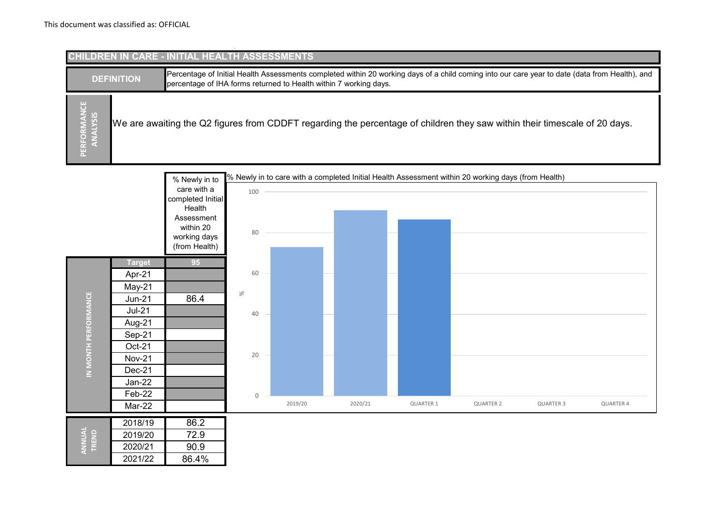This document was classified as: OFFICIAL

# CHILDREN IN CARE - INITIAL HEALTH ASSESSMENTS

| | |
|---|---|
| **DEFINITION** | Percentage of Initial Health Assessments completed within 20 working days of a child coming into our care year to date (data from Health), and percentage of IHA forms returned to Health within 7 working days. |
| **PERFORMANCE ANALYSIS** | We are awaiting the Q2 figures from CDDFT regarding the percentage of children they saw within their timescale of 20 days. |

| | | % Newly in to care with a completed Initial Health Assessment within 20 working days (from Health) |
|---|---|---|
| | Target | 95 |
| IN MONTH PERFORMANCE | Apr-21 | |
| | May-21 | |
| | Jun-21 | 86.4 |
| | Jul-21 | |
| | Aug-21 | |
| | Sep-21 | |
| | Oct-21 | |
| | Nov-21 | |
| | Dec-21 | |
| | Jan-22 | |
| | Feb-22 | |
| | Mar-22 | |
| ANNUAL TREND | 2018/19 | 86.2 |
| | 2019/20 | 72.9 |
| | 2020/21 | 90.9 |
| | 2021/22 | 86.4% |

% Newly in to care with a completed Initial Health Assessment within 20 working days (from Health)

%

100
80
60
40
20
0

2019/20
2020/21
QUARTER 1
QUARTER 2
QUARTER 3
QUARTER 4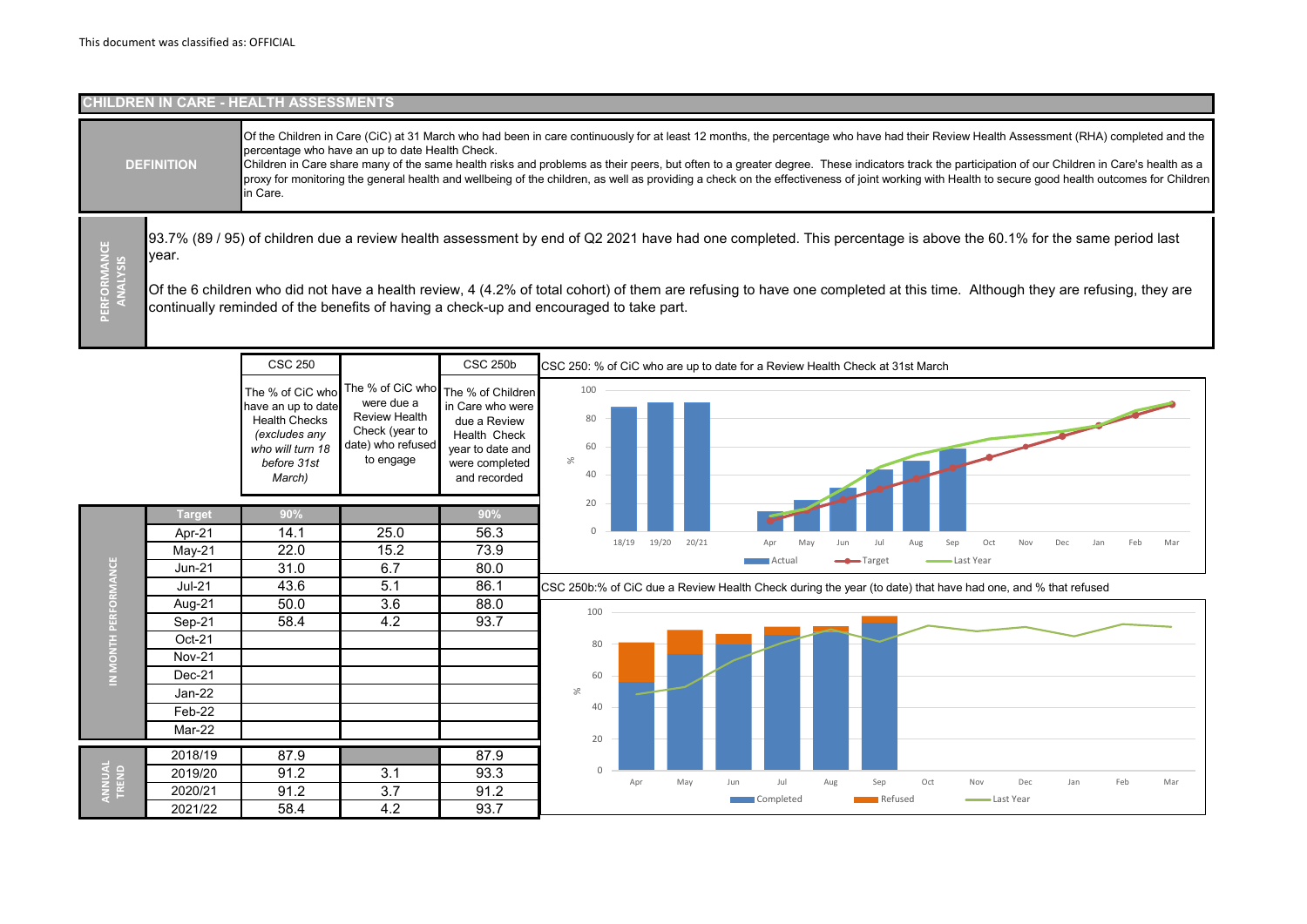This document was classified as: OFFICIAL

## CHILDREN IN CARE - HEALTH ASSESSMENTS

**DEFINITION**

Of the Children in Care (CiC) at 31 March who had been in care continuously for at least 12 months, the percentage who have had their Review Health Assessment (RHA) completed and the percentage who have an up to date Health Check.
Children in Care share many of the same health risks and problems as their peers, but often to a greater degree. These indicators track the participation of our Children in Care's health as a proxy for monitoring the general health and wellbeing of the children, as well as providing a check on the effectiveness of joint working with Health to secure good health outcomes for Children in Care.

**PERFORMANCE ANALYSIS**

93.7% (89 / 95) of children due a review health assessment by end of Q2 2021 have had one completed. This percentage is above the 60.1% for the same period last year.

Of the 6 children who did not have a health review, 4 (4.2% of total cohort) of them are refusing to have one completed at this time. Although they are refusing, they are continually reminded of the benefits of having a check-up and encouraged to take part.

| | | CSC 250 | | CSC 250b |
|---|---|---|---|---|
| | | The % of CiC who have an up to date Health Checks *(excludes any who will turn 18 before 31st March)* | The % of CiC who were due a Review Health Check (year to date) who refused to engage | The % of Children in Care who were due a Review Health Check year to date and were completed and recorded |
| | **Target** | **90%** | | **90%** |
| IN MONTH PERFORMANCE | Apr-21 | 14.1 | 25.0 | 56.3 |
| | May-21 | 22.0 | 15.2 | 73.9 |
| | Jun-21 | 31.0 | 6.7 | 80.0 |
| | Jul-21 | 43.6 | 5.1 | 86.1 |
| | Aug-21 | 50.0 | 3.6 | 88.0 |
| | Sep-21 | 58.4 | 4.2 | 93.7 |
| | Oct-21 | | | |
| | Nov-21 | | | |
| | Dec-21 | | | |
| | Jan-22 | | | |
| | Feb-22 | | | |
| | Mar-22 | | | |
| ANNUAL TREND | 2018/19 | 87.9 | | 87.9 |
| | 2019/20 | 91.2 | 3.1 | 93.3 |
| | 2020/21 | 91.2 | 3.7 | 91.2 |
| | 2021/22 | 58.4 | 4.2 | 93.7 |

CSC 250: % of CiC who are up to date for a Review Health Check at 31st March

100
80
60
40
20
0
%
18/19 19/20 20/21 Apr May Jun Jul Aug Sep Oct Nov Dec Jan Feb Mar
Actual Target Last Year

CSC 250b:% of CiC due a Review Health Check during the year (to date) that have had one, and % that refused

100
80
60
40
20
0
%
Apr May Jun Jul Aug Sep Oct Nov Dec Jan Feb Mar
Completed Refused Last Year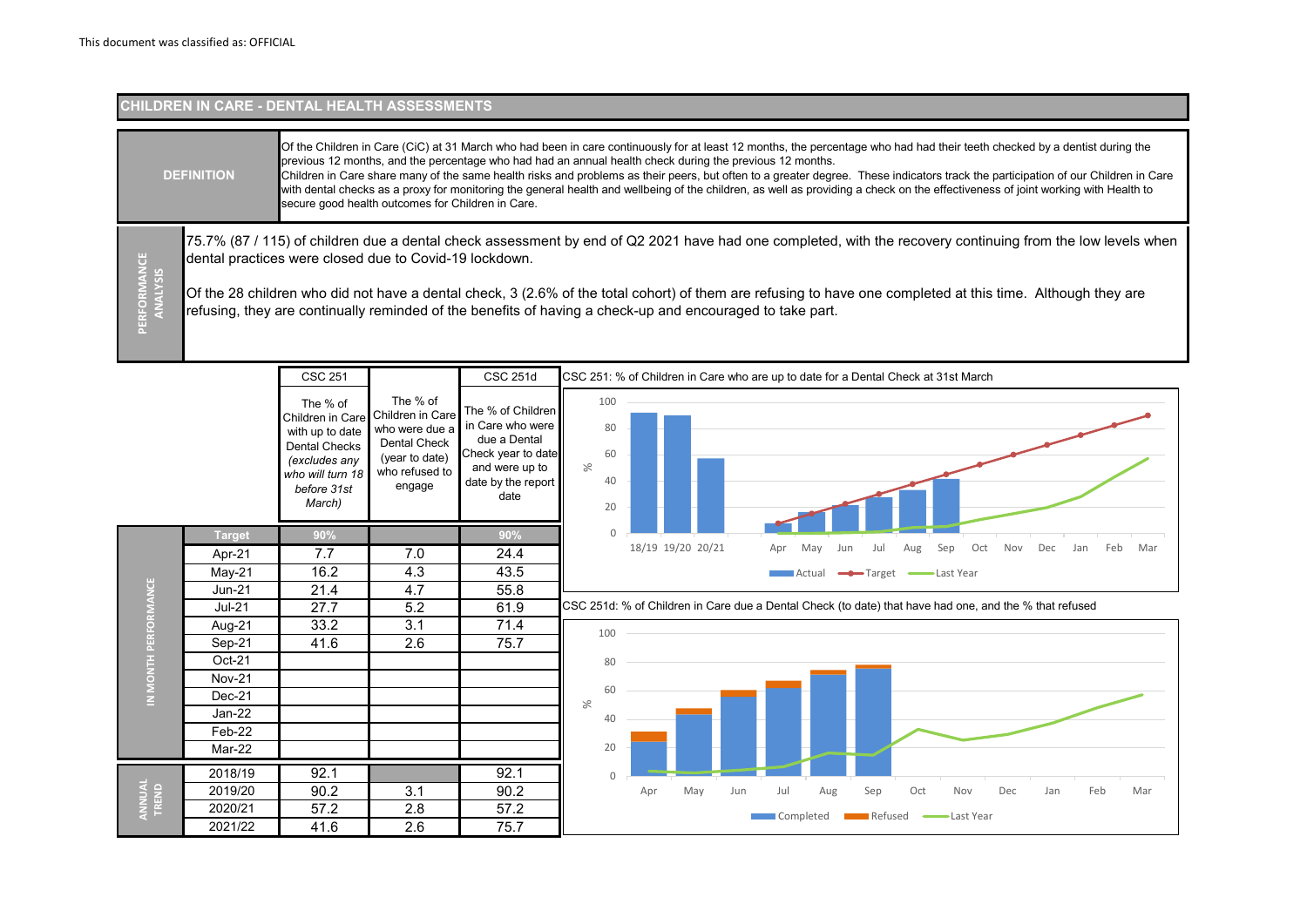This document was classified as: OFFICIAL

## CHILDREN IN CARE - DENTAL HEALTH ASSESSMENTS

**DEFINITION**

Of the Children in Care (CiC) at 31 March who had been in care continuously for at least 12 months, the percentage who had had their teeth checked by a dentist during the previous 12 months, and the percentage who had had an annual health check during the previous 12 months.
Children in Care share many of the same health risks and problems as their peers, but often to a greater degree. These indicators track the participation of our Children in Care with dental checks as a proxy for monitoring the general health and wellbeing of the children, as well as providing a check on the effectiveness of joint working with Health to secure good health outcomes for Children in Care.

**PERFORMANCE ANALYSIS**

75.7% (87 / 115) of children due a dental check assessment by end of Q2 2021 have had one completed, with the recovery continuing from the low levels when dental practices were closed due to Covid-19 lockdown.

Of the 28 children who did not have a dental check, 3 (2.6% of the total cohort) of them are refusing to have one completed at this time. Although they are refusing, they are continually reminded of the benefits of having a check-up and encouraged to take part.

| | | CSC 251 | | CSC 251d |
|---|---|---|---|---|
| | | The % of Children in Care with up to date Dental Checks *(excludes any who will turn 18 before 31st March)* | The % of Children in Care who were due a Dental Check (year to date) who refused to engage | The % of Children in Care who were due a Dental Check year to date and were up to date by the report date |
| IN MONTH PERFORMANCE | Target | 90% | | 90% |
| | Apr-21 | 7.7 | 7.0 | 24.4 |
| | May-21 | 16.2 | 4.3 | 43.5 |
| | Jun-21 | 21.4 | 4.7 | 55.8 |
| | Jul-21 | 27.7 | 5.2 | 61.9 |
| | Aug-21 | 33.2 | 3.1 | 71.4 |
| | Sep-21 | 41.6 | 2.6 | 75.7 |
| | Oct-21 | | | |
| | Nov-21 | | | |
| | Dec-21 | | | |
| | Jan-22 | | | |
| | Feb-22 | | | |
| | Mar-22 | | | |
| ANNUAL TREND | 2018/19 | 92.1 | | 92.1 |
| | 2019/20 | 90.2 | 3.1 | 90.2 |
| | 2020/21 | 57.2 | 2.8 | 57.2 |
| | 2021/22 | 41.6 | 2.6 | 75.7 |

CSC 251: % of Children in Care who are up to date for a Dental Check at 31st March

%
0 20 40 60 80 100
18/19 19/20 20/21 Apr May Jun Jul Aug Sep Oct Nov Dec Jan Feb Mar
Actual — Target — Last Year

CSC 251d: % of Children in Care due a Dental Check (to date) that have had one, and the % that refused

%
0 20 40 60 80 100
Apr May Jun Jul Aug Sep Oct Nov Dec Jan Feb Mar
Completed Refused Last Year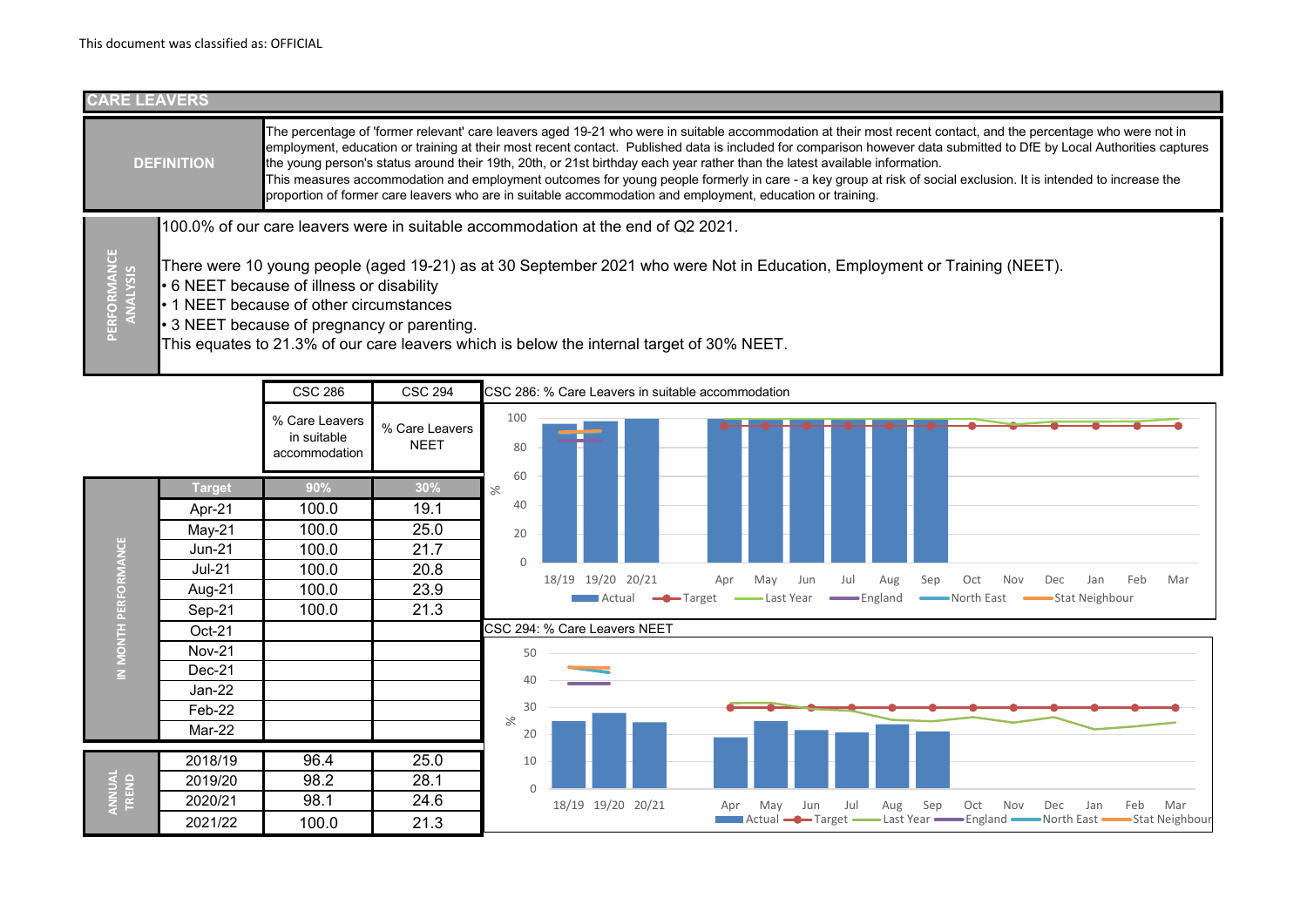This document was classified as: OFFICIAL

# CARE LEAVERS

**DEFINITION**

The percentage of 'former relevant' care leavers aged 19-21 who were in suitable accommodation at their most recent contact, and the percentage who were not in employment, education or training at their most recent contact. Published data is included for comparison however data submitted to DfE by Local Authorities captures the young person's status around their 19th, 20th, or 21st birthday each year rather than the latest available information.
This measures accommodation and employment outcomes for young people formerly in care - a key group at risk of social exclusion. It is intended to increase the proportion of former care leavers who are in suitable accommodation and employment, education or training.

**PERFORMANCE ANALYSIS**

100.0% of our care leavers were in suitable accommodation at the end of Q2 2021.

There were 10 young people (aged 19-21) as at 30 September 2021 who were Not in Education, Employment or Training (NEET).
- 6 NEET because of illness or disability
- 1 NEET because of other circumstances
- 3 NEET because of pregnancy or parenting.

This equates to 21.3% of our care leavers which is below the internal target of 30% NEET.

| | | CSC 286 | CSC 294 |
|---|---|---|---|
| | | % Care Leavers in suitable accommodation | % Care Leavers NEET |
| IN MONTH PERFORMANCE | Target | 90% | 30% |
| | Apr-21 | 100.0 | 19.1 |
| | May-21 | 100.0 | 25.0 |
| | Jun-21 | 100.0 | 21.7 |
| | Jul-21 | 100.0 | 20.8 |
| | Aug-21 | 100.0 | 23.9 |
| | Sep-21 | 100.0 | 21.3 |
| | Oct-21 | | |
| | Nov-21 | | |
| | Dec-21 | | |
| | Jan-22 | | |
| | Feb-22 | | |
| | Mar-22 | | |
| ANNUAL TREND | 2018/19 | 96.4 | 25.0 |
| | 2019/20 | 98.2 | 28.1 |
| | 2020/21 | 98.1 | 24.6 |
| | 2021/22 | 100.0 | 21.3 |

CSC 286: % Care Leavers in suitable accommodation

%
100
80
60
40
20
0
18/19 19/20 20/21 Apr May Jun Jul Aug Sep Oct Nov Dec Jan Feb Mar
Actual, Target, Last Year, England, North East, Stat Neighbour

CSC 294: % Care Leavers NEET

%
50
40
30
20
10
0
18/19 19/20 20/21 Apr May Jun Jul Aug Sep Oct Nov Dec Jan Feb Mar
Actual, Target, Last Year, England, North East, Stat Neighbour